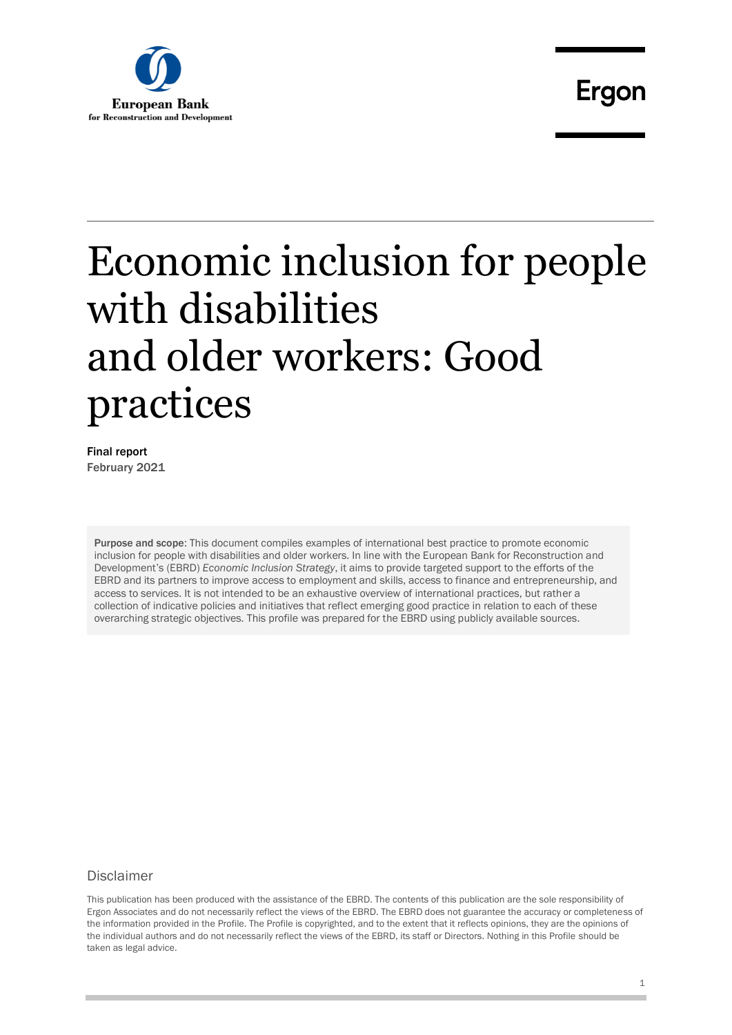European Bank
for Reconstruction and Development

Ergon

# Economic inclusion for people with disabilities and older workers: Good practices

**Final report**
February 2021

**Purpose and scope**: This document compiles examples of international best practice to promote economic inclusion for people with disabilities and older workers. In line with the European Bank for Reconstruction and Development's (EBRD) *Economic Inclusion Strategy*, it aims to provide targeted support to the efforts of the EBRD and its partners to improve access to employment and skills, access to finance and entrepreneurship, and access to services. It is not intended to be an exhaustive overview of international practices, but rather a collection of indicative policies and initiatives that reflect emerging good practice in relation to each of these overarching strategic objectives. This profile was prepared for the EBRD using publicly available sources.

## Disclaimer

This publication has been produced with the assistance of the EBRD. The contents of this publication are the sole responsibility of Ergon Associates and do not necessarily reflect the views of the EBRD. The EBRD does not guarantee the accuracy or completeness of the information provided in the Profile. The Profile is copyrighted, and to the extent that it reflects opinions, they are the opinions of the individual authors and do not necessarily reflect the views of the EBRD, its staff or Directors. Nothing in this Profile should be taken as legal advice.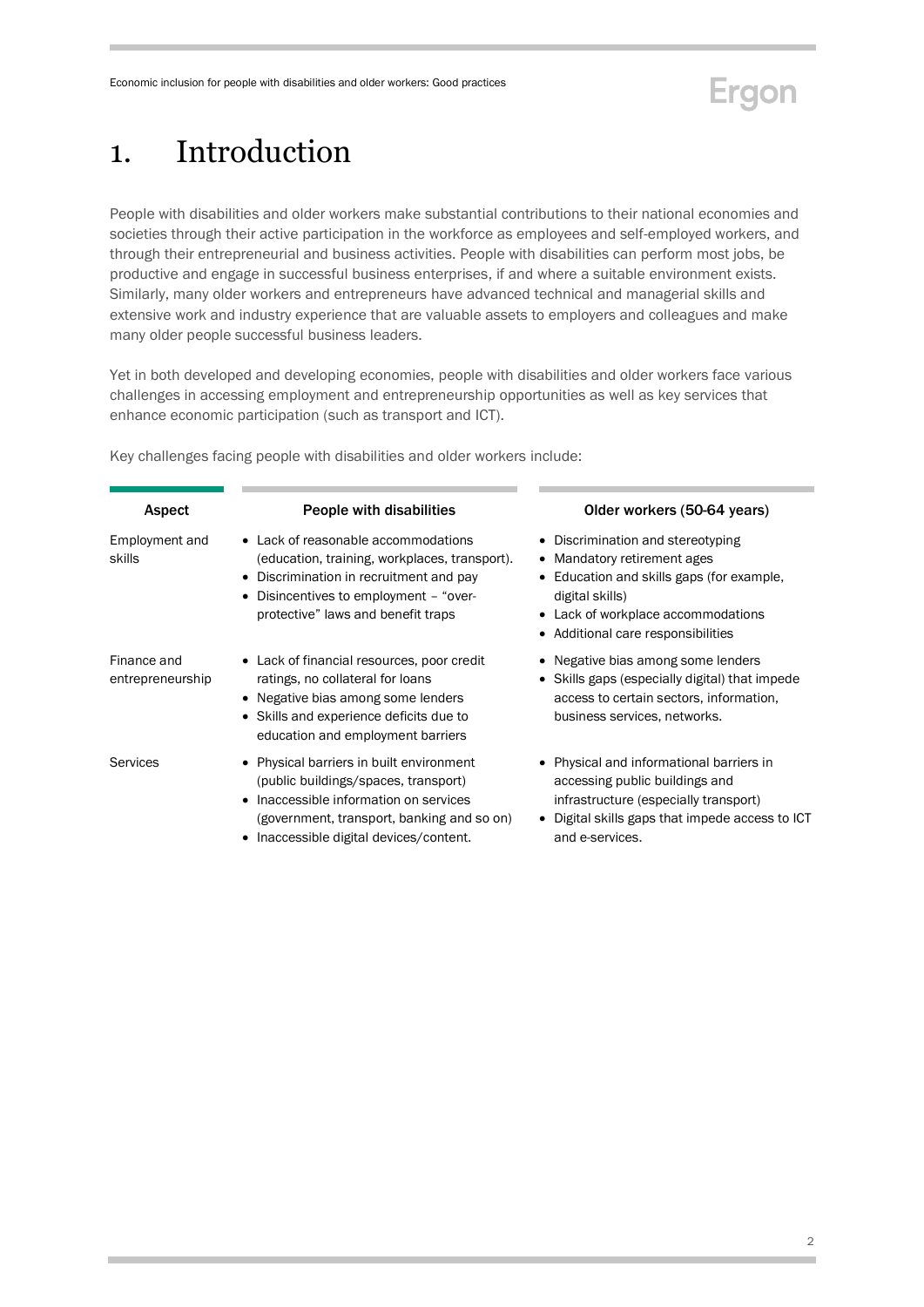# 1. Introduction

People with disabilities and older workers make substantial contributions to their national economies and societies through their active participation in the workforce as employees and self-employed workers, and through their entrepreneurial and business activities. People with disabilities can perform most jobs, be productive and engage in successful business enterprises, if and where a suitable environment exists. Similarly, many older workers and entrepreneurs have advanced technical and managerial skills and extensive work and industry experience that are valuable assets to employers and colleagues and make many older people successful business leaders.

Yet in both developed and developing economies, people with disabilities and older workers face various challenges in accessing employment and entrepreneurship opportunities as well as key services that enhance economic participation (such as transport and ICT).

Key challenges facing people with disabilities and older workers include:

| Aspect | People with disabilities | Older workers (50-64 years) |
|---|---|---|
| Employment and skills | • Lack of reasonable accommodations (education, training, workplaces, transport).<br>• Discrimination in recruitment and pay<br>• Disincentives to employment – "over-protective" laws and benefit traps | • Discrimination and stereotyping<br>• Mandatory retirement ages<br>• Education and skills gaps (for example, digital skills)<br>• Lack of workplace accommodations<br>• Additional care responsibilities |
| Finance and entrepreneurship | • Lack of financial resources, poor credit ratings, no collateral for loans<br>• Negative bias among some lenders<br>• Skills and experience deficits due to education and employment barriers | • Negative bias among some lenders<br>• Skills gaps (especially digital) that impede access to certain sectors, information, business services, networks. |
| Services | • Physical barriers in built environment (public buildings/spaces, transport)<br>• Inaccessible information on services (government, transport, banking and so on)<br>• Inaccessible digital devices/content. | • Physical and informational barriers in accessing public buildings and infrastructure (especially transport)<br>• Digital skills gaps that impede access to ICT and e-services. |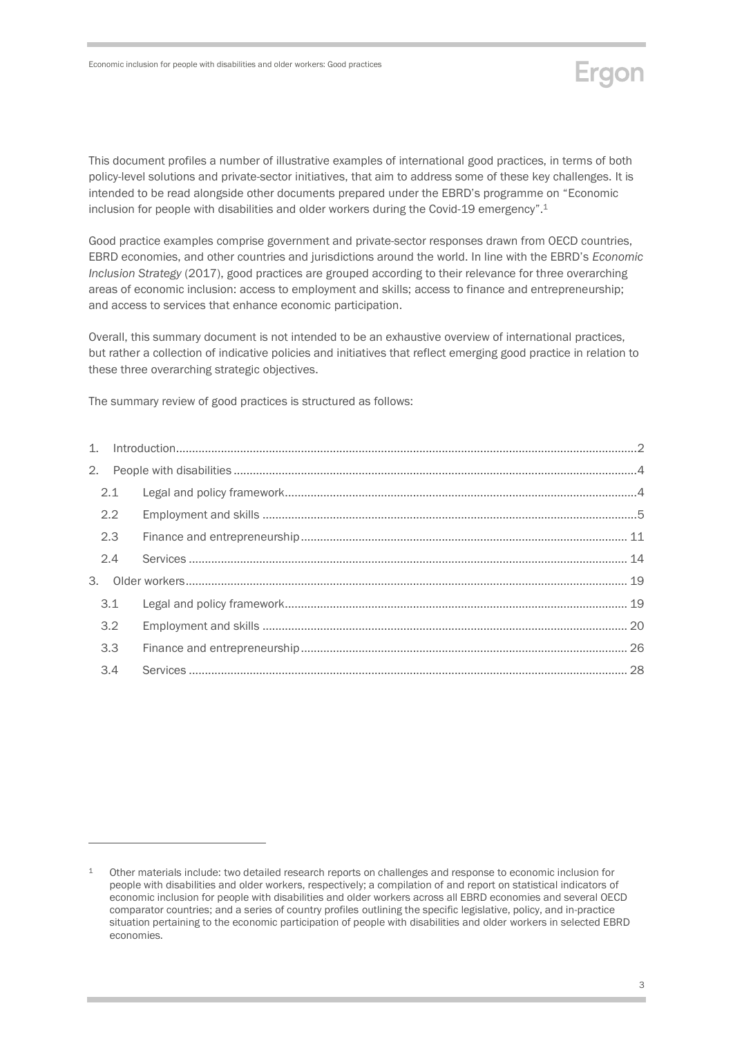This document profiles a number of illustrative examples of international good practices, in terms of both policy-level solutions and private-sector initiatives, that aim to address some of these key challenges. It is intended to be read alongside other documents prepared under the EBRD's programme on "Economic inclusion for people with disabilities and older workers during the Covid-19 emergency".[1]

Good practice examples comprise government and private-sector responses drawn from OECD countries, EBRD economies, and other countries and jurisdictions around the world. In line with the EBRD's *Economic Inclusion Strategy* (2017), good practices are grouped according to their relevance for three overarching areas of economic inclusion: access to employment and skills; access to finance and entrepreneurship; and access to services that enhance economic participation.

Overall, this summary document is not intended to be an exhaustive overview of international practices, but rather a collection of indicative policies and initiatives that reflect emerging good practice in relation to these three overarching strategic objectives.

The summary review of good practices is structured as follows:

1. Introduction ........ 2
2. People with disabilities ........ 4
   - 2.1 Legal and policy framework ........ 4
   - 2.2 Employment and skills ........ 5
   - 2.3 Finance and entrepreneurship ........ 11
   - 2.4 Services ........ 14
3. Older workers ........ 19
   - 3.1 Legal and policy framework ........ 19
   - 3.2 Employment and skills ........ 20
   - 3.3 Finance and entrepreneurship ........ 26
   - 3.4 Services ........ 28

---

[1] Other materials include: two detailed research reports on challenges and response to economic inclusion for people with disabilities and older workers, respectively; a compilation of and report on statistical indicators of economic inclusion for people with disabilities and older workers across all EBRD economies and several OECD comparator countries; and a series of country profiles outlining the specific legislative, policy, and in-practice situation pertaining to the economic participation of people with disabilities and older workers in selected EBRD economies.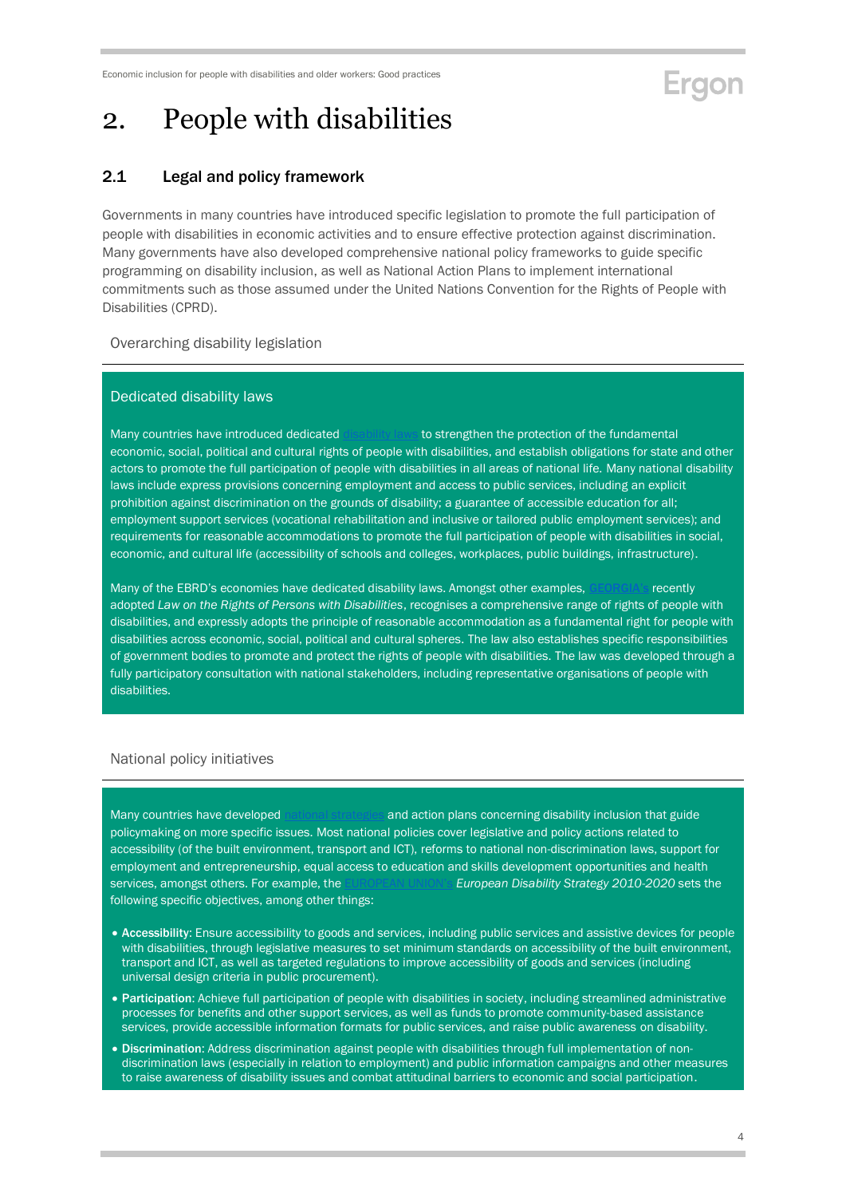# 2. People with disabilities

## 2.1 Legal and policy framework

Governments in many countries have introduced specific legislation to promote the full participation of people with disabilities in economic activities and to ensure effective protection against discrimination. Many governments have also developed comprehensive national policy frameworks to guide specific programming on disability inclusion, as well as National Action Plans to implement international commitments such as those assumed under the United Nations Convention for the Rights of People with Disabilities (CPRD).

### Overarching disability legislation

#### Dedicated disability laws

Many countries have introduced dedicated disability laws to strengthen the protection of the fundamental economic, social, political and cultural rights of people with disabilities, and establish obligations for state and other actors to promote the full participation of people with disabilities in all areas of national life. Many national disability laws include express provisions concerning employment and access to public services, including an explicit prohibition against discrimination on the grounds of disability; a guarantee of accessible education for all; employment support services (vocational rehabilitation and inclusive or tailored public employment services); and requirements for reasonable accommodations to promote the full participation of people with disabilities in social, economic, and cultural life (accessibility of schools and colleges, workplaces, public buildings, infrastructure).

Many of the EBRD's economies have dedicated disability laws. Amongst other examples, GEORGIA's recently adopted *Law on the Rights of Persons with Disabilities*, recognises a comprehensive range of rights of people with disabilities, and expressly adopts the principle of reasonable accommodation as a fundamental right for people with disabilities across economic, social, political and cultural spheres. The law also establishes specific responsibilities of government bodies to promote and protect the rights of people with disabilities. The law was developed through a fully participatory consultation with national stakeholders, including representative organisations of people with disabilities.

### National policy initiatives

Many countries have developed national strategies and action plans concerning disability inclusion that guide policymaking on more specific issues. Most national policies cover legislative and policy actions related to accessibility (of the built environment, transport and ICT), reforms to national non-discrimination laws, support for employment and entrepreneurship, equal access to education and skills development opportunities and health services, amongst others. For example, the EUROPEAN UNION's *European Disability Strategy 2010-2020* sets the following specific objectives, among other things:

- **Accessibility**: Ensure accessibility to goods and services, including public services and assistive devices for people with disabilities, through legislative measures to set minimum standards on accessibility of the built environment, transport and ICT, as well as targeted regulations to improve accessibility of goods and services (including universal design criteria in public procurement).
- **Participation**: Achieve full participation of people with disabilities in society, including streamlined administrative processes for benefits and other support services, as well as funds to promote community-based assistance services, provide accessible information formats for public services, and raise public awareness on disability.
- **Discrimination**: Address discrimination against people with disabilities through full implementation of non-discrimination laws (especially in relation to employment) and public information campaigns and other measures to raise awareness of disability issues and combat attitudinal barriers to economic and social participation.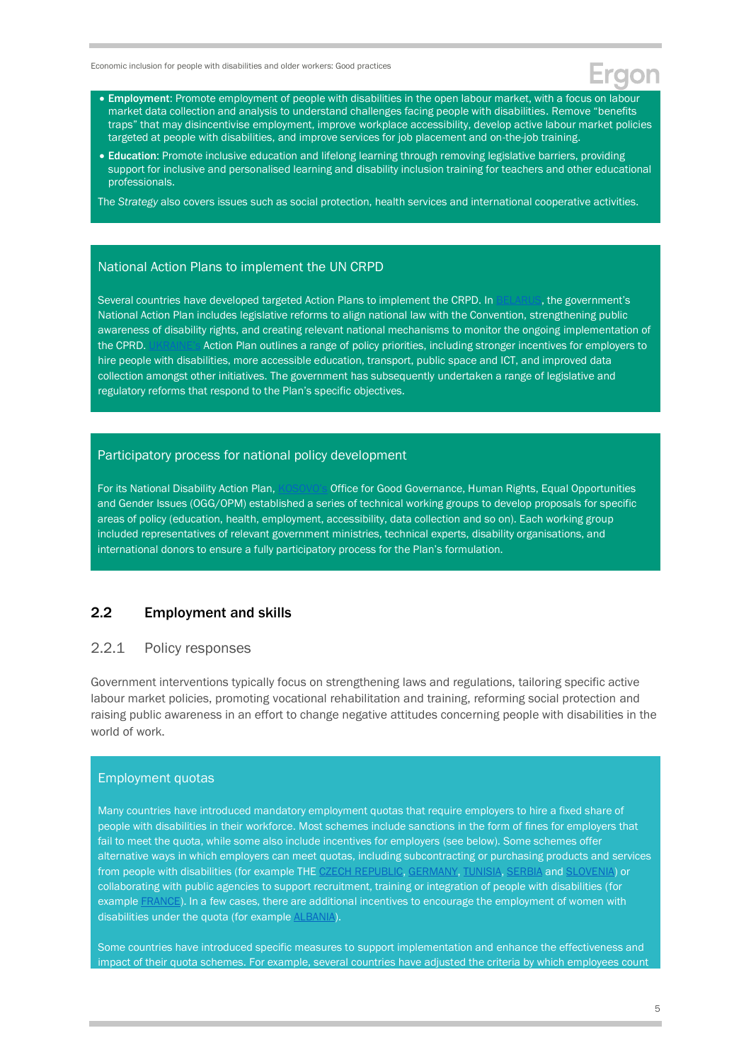- **Employment**: Promote employment of people with disabilities in the open labour market, with a focus on labour market data collection and analysis to understand challenges facing people with disabilities. Remove "benefits traps" that may disincentivise employment, improve workplace accessibility, develop active labour market policies targeted at people with disabilities, and improve services for job placement and on-the-job training.
- **Education**: Promote inclusive education and lifelong learning through removing legislative barriers, providing support for inclusive and personalised learning and disability inclusion training for teachers and other educational professionals.

The *Strategy* also covers issues such as social protection, health services and international cooperative activities.

### National Action Plans to implement the UN CRPD

Several countries have developed targeted Action Plans to implement the CRPD. In BELARUS, the government's National Action Plan includes legislative reforms to align national law with the Convention, strengthening public awareness of disability rights, and creating relevant national mechanisms to monitor the ongoing implementation of the CPRD. UKRAINE's Action Plan outlines a range of policy priorities, including stronger incentives for employers to hire people with disabilities, more accessible education, transport, public space and ICT, and improved data collection amongst other initiatives. The government has subsequently undertaken a range of legislative and regulatory reforms that respond to the Plan's specific objectives.

### Participatory process for national policy development

For its National Disability Action Plan, KOSOVO's Office for Good Governance, Human Rights, Equal Opportunities and Gender Issues (OGG/OPM) established a series of technical working groups to develop proposals for specific areas of policy (education, health, employment, accessibility, data collection and so on). Each working group included representatives of relevant government ministries, technical experts, disability organisations, and international donors to ensure a fully participatory process for the Plan's formulation.

## 2.2 Employment and skills

### 2.2.1 Policy responses

Government interventions typically focus on strengthening laws and regulations, tailoring specific active labour market policies, promoting vocational rehabilitation and training, reforming social protection and raising public awareness in an effort to change negative attitudes concerning people with disabilities in the world of work.

### Employment quotas

Many countries have introduced mandatory employment quotas that require employers to hire a fixed share of people with disabilities in their workforce. Most schemes include sanctions in the form of fines for employers that fail to meet the quota, while some also include incentives for employers (see below). Some schemes offer alternative ways in which employers can meet quotas, including subcontracting or purchasing products and services from people with disabilities (for example THE CZECH REPUBLIC, GERMANY, TUNISIA, SERBIA and SLOVENIA) or collaborating with public agencies to support recruitment, training or integration of people with disabilities (for example FRANCE). In a few cases, there are additional incentives to encourage the employment of women with disabilities under the quota (for example ALBANIA).

Some countries have introduced specific measures to support implementation and enhance the effectiveness and impact of their quota schemes. For example, several countries have adjusted the criteria by which employees count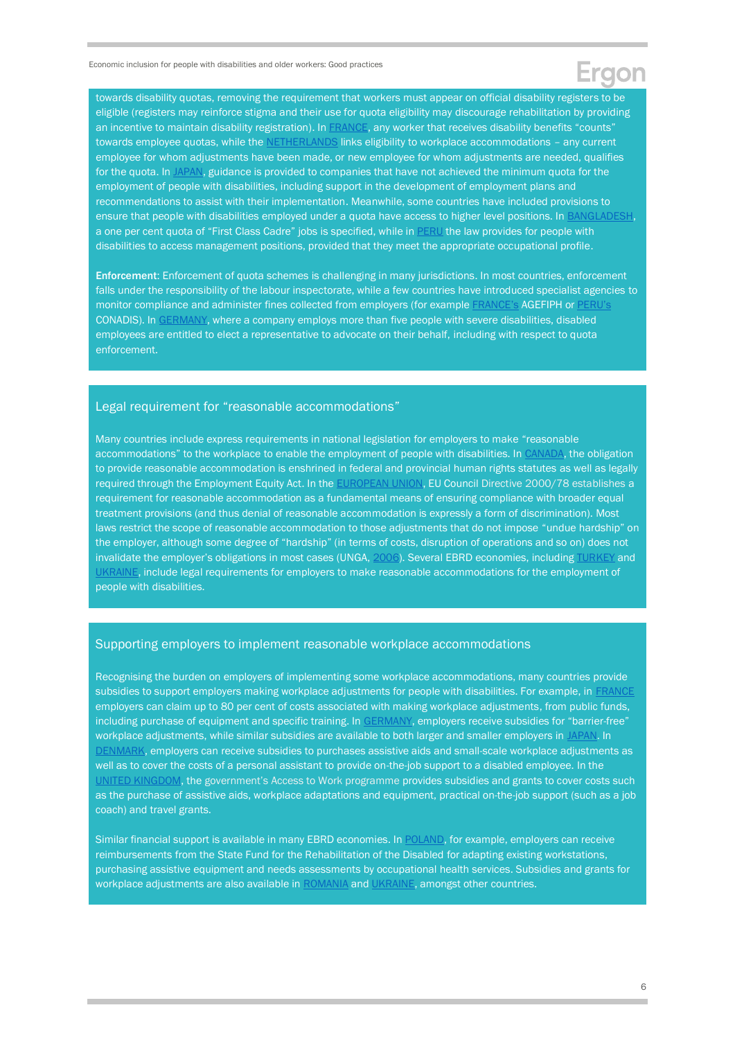towards disability quotas, removing the requirement that workers must appear on official disability registers to be eligible (registers may reinforce stigma and their use for quota eligibility may discourage rehabilitation by providing an incentive to maintain disability registration). In FRANCE, any worker that receives disability benefits "counts" towards employee quotas, while the NETHERLANDS links eligibility to workplace accommodations – any current employee for whom adjustments have been made, or new employee for whom adjustments are needed, qualifies for the quota. In JAPAN, guidance is provided to companies that have not achieved the minimum quota for the employment of people with disabilities, including support in the development of employment plans and recommendations to assist with their implementation. Meanwhile, some countries have included provisions to ensure that people with disabilities employed under a quota have access to higher level positions. In BANGLADESH, a one per cent quota of "First Class Cadre" jobs is specified, while in PERU the law provides for people with disabilities to access management positions, provided that they meet the appropriate occupational profile.

**Enforcement**: Enforcement of quota schemes is challenging in many jurisdictions. In most countries, enforcement falls under the responsibility of the labour inspectorate, while a few countries have introduced specialist agencies to monitor compliance and administer fines collected from employers (for example FRANCE's AGEFIPH or PERU's CONADIS). In GERMANY, where a company employs more than five people with severe disabilities, disabled employees are entitled to elect a representative to advocate on their behalf, including with respect to quota enforcement.

## Legal requirement for "reasonable accommodations"

Many countries include express requirements in national legislation for employers to make "reasonable accommodations" to the workplace to enable the employment of people with disabilities. In CANADA, the obligation to provide reasonable accommodation is enshrined in federal and provincial human rights statutes as well as legally required through the Employment Equity Act. In the EUROPEAN UNION, EU Council Directive 2000/78 establishes a requirement for reasonable accommodation as a fundamental means of ensuring compliance with broader equal treatment provisions (and thus denial of reasonable accommodation is expressly a form of discrimination). Most laws restrict the scope of reasonable accommodation to those adjustments that do not impose "undue hardship" on the employer, although some degree of "hardship" (in terms of costs, disruption of operations and so on) does not invalidate the employer's obligations in most cases (UNGA, 2006). Several EBRD economies, including TURKEY and UKRAINE, include legal requirements for employers to make reasonable accommodations for the employment of people with disabilities.

## Supporting employers to implement reasonable workplace accommodations

Recognising the burden on employers of implementing some workplace accommodations, many countries provide subsidies to support employers making workplace adjustments for people with disabilities. For example, in FRANCE employers can claim up to 80 per cent of costs associated with making workplace adjustments, from public funds, including purchase of equipment and specific training. In GERMANY, employers receive subsidies for "barrier-free" workplace adjustments, while similar subsidies are available to both larger and smaller employers in JAPAN. In DENMARK, employers can receive subsidies to purchases assistive aids and small-scale workplace adjustments as well as to cover the costs of a personal assistant to provide on-the-job support to a disabled employee. In the UNITED KINGDOM, the government's Access to Work programme provides subsidies and grants to cover costs such as the purchase of assistive aids, workplace adaptations and equipment, practical on-the-job support (such as a job coach) and travel grants.

Similar financial support is available in many EBRD economies. In POLAND, for example, employers can receive reimbursements from the State Fund for the Rehabilitation of the Disabled for adapting existing workstations, purchasing assistive equipment and needs assessments by occupational health services. Subsidies and grants for workplace adjustments are also available in ROMANIA and UKRAINE, amongst other countries.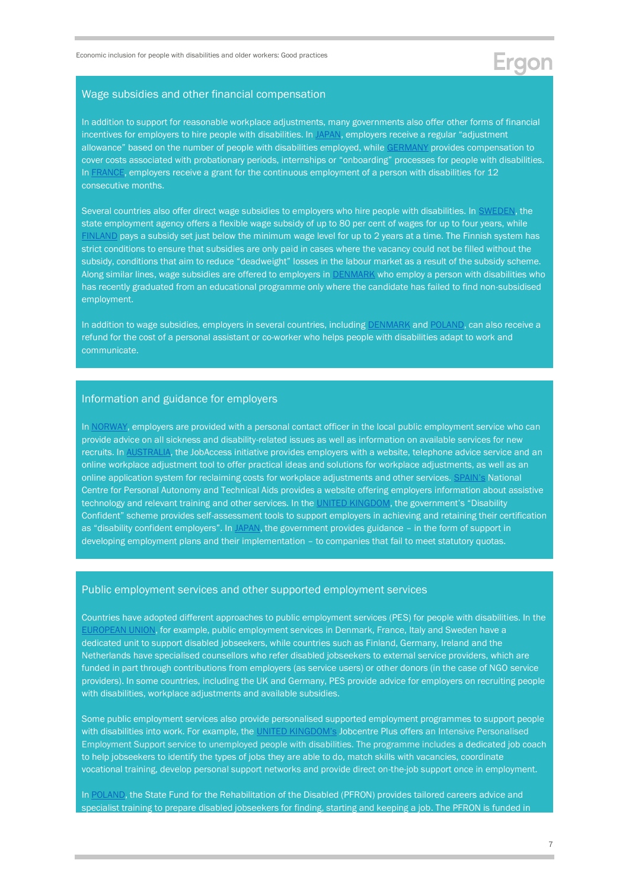## Wage subsidies and other financial compensation

In addition to support for reasonable workplace adjustments, many governments also offer other forms of financial incentives for employers to hire people with disabilities. In JAPAN, employers receive a regular "adjustment allowance" based on the number of people with disabilities employed, while GERMANY provides compensation to cover costs associated with probationary periods, internships or "onboarding" processes for people with disabilities. In FRANCE, employers receive a grant for the continuous employment of a person with disabilities for 12 consecutive months.

Several countries also offer direct wage subsidies to employers who hire people with disabilities. In SWEDEN, the state employment agency offers a flexible wage subsidy of up to 80 per cent of wages for up to four years, while FINLAND pays a subsidy set just below the minimum wage level for up to 2 years at a time. The Finnish system has strict conditions to ensure that subsidies are only paid in cases where the vacancy could not be filled without the subsidy, conditions that aim to reduce "deadweight" losses in the labour market as a result of the subsidy scheme. Along similar lines, wage subsidies are offered to employers in DENMARK who employ a person with disabilities who has recently graduated from an educational programme only where the candidate has failed to find non-subsidised employment.

In addition to wage subsidies, employers in several countries, including DENMARK and POLAND, can also receive a refund for the cost of a personal assistant or co-worker who helps people with disabilities adapt to work and communicate.

## Information and guidance for employers

In NORWAY, employers are provided with a personal contact officer in the local public employment service who can provide advice on all sickness and disability-related issues as well as information on available services for new recruits. In AUSTRALIA, the JobAccess initiative provides employers with a website, telephone advice service and an online workplace adjustment tool to offer practical ideas and solutions for workplace adjustments, as well as an online application system for reclaiming costs for workplace adjustments and other services. SPAIN's National Centre for Personal Autonomy and Technical Aids provides a website offering employers information about assistive technology and relevant training and other services. In the UNITED KINGDOM, the government's "Disability Confident" scheme provides self-assessment tools to support employers in achieving and retaining their certification as "disability confident employers". In JAPAN, the government provides guidance – in the form of support in developing employment plans and their implementation – to companies that fail to meet statutory quotas.

## Public employment services and other supported employment services

Countries have adopted different approaches to public employment services (PES) for people with disabilities. In the EUROPEAN UNION, for example, public employment services in Denmark, France, Italy and Sweden have a dedicated unit to support disabled jobseekers, while countries such as Finland, Germany, Ireland and the Netherlands have specialised counsellors who refer disabled jobseekers to external service providers, which are funded in part through contributions from employers (as service users) or other donors (in the case of NGO service providers). In some countries, including the UK and Germany, PES provide advice for employers on recruiting people with disabilities, workplace adjustments and available subsidies.

Some public employment services also provide personalised supported employment programmes to support people with disabilities into work. For example, the UNITED KINGDOM's Jobcentre Plus offers an Intensive Personalised Employment Support service to unemployed people with disabilities. The programme includes a dedicated job coach to help jobseekers to identify the types of jobs they are able to do, match skills with vacancies, coordinate vocational training, develop personal support networks and provide direct on-the-job support once in employment.

In POLAND, the State Fund for the Rehabilitation of the Disabled (PFRON) provides tailored careers advice and specialist training to prepare disabled jobseekers for finding, starting and keeping a job. The PFRON is funded in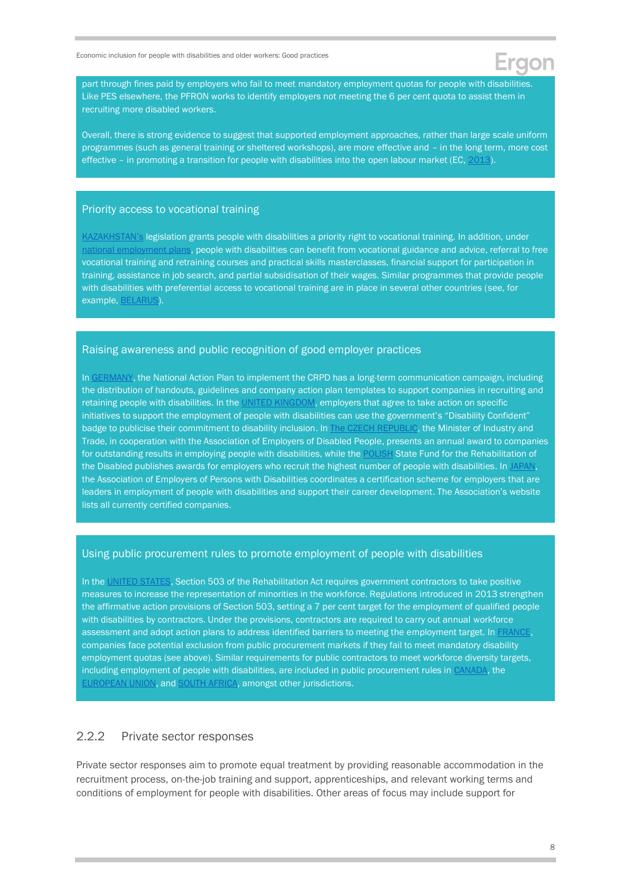part through fines paid by employers who fail to meet mandatory employment quotas for people with disabilities. Like PES elsewhere, the PFRON works to identify employers not meeting the 6 per cent quota to assist them in recruiting more disabled workers.

Overall, there is strong evidence to suggest that supported employment approaches, rather than large scale uniform programmes (such as general training or sheltered workshops), are more effective and – in the long term, more cost effective – in promoting a transition for people with disabilities into the open labour market (EC, 2013).

### Priority access to vocational training

KAZAKHSTAN's legislation grants people with disabilities a priority right to vocational training. In addition, under national employment plans, people with disabilities can benefit from vocational guidance and advice, referral to free vocational training and retraining courses and practical skills masterclasses, financial support for participation in training, assistance in job search, and partial subsidisation of their wages. Similar programmes that provide people with disabilities with preferential access to vocational training are in place in several other countries (see, for example, BELARUS).

### Raising awareness and public recognition of good employer practices

In GERMANY, the National Action Plan to implement the CRPD has a long-term communication campaign, including the distribution of handouts, guidelines and company action plan templates to support companies in recruiting and retaining people with disabilities. In the UNITED KINGDOM, employers that agree to take action on specific initiatives to support the employment of people with disabilities can use the government's "Disability Confident" badge to publicise their commitment to disability inclusion. In The CZECH REPUBLIC, the Minister of Industry and Trade, in cooperation with the Association of Employers of Disabled People, presents an annual award to companies for outstanding results in employing people with disabilities, while the POLISH State Fund for the Rehabilitation of the Disabled publishes awards for employers who recruit the highest number of people with disabilities. In JAPAN, the Association of Employers of Persons with Disabilities coordinates a certification scheme for employers that are leaders in employment of people with disabilities and support their career development. The Association's website lists all currently certified companies.

### Using public procurement rules to promote employment of people with disabilities

In the UNITED STATES, Section 503 of the Rehabilitation Act requires government contractors to take positive measures to increase the representation of minorities in the workforce. Regulations introduced in 2013 strengthen the affirmative action provisions of Section 503, setting a 7 per cent target for the employment of qualified people with disabilities by contractors. Under the provisions, contractors are required to carry out annual workforce assessment and adopt action plans to address identified barriers to meeting the employment target. In FRANCE, companies face potential exclusion from public procurement markets if they fail to meet mandatory disability employment quotas (see above). Similar requirements for public contractors to meet workforce diversity targets, including employment of people with disabilities, are included in public procurement rules in CANADA, the EUROPEAN UNION, and SOUTH AFRICA, amongst other jurisdictions.

### 2.2.2 Private sector responses

Private sector responses aim to promote equal treatment by providing reasonable accommodation in the recruitment process, on-the-job training and support, apprenticeships, and relevant working terms and conditions of employment for people with disabilities. Other areas of focus may include support for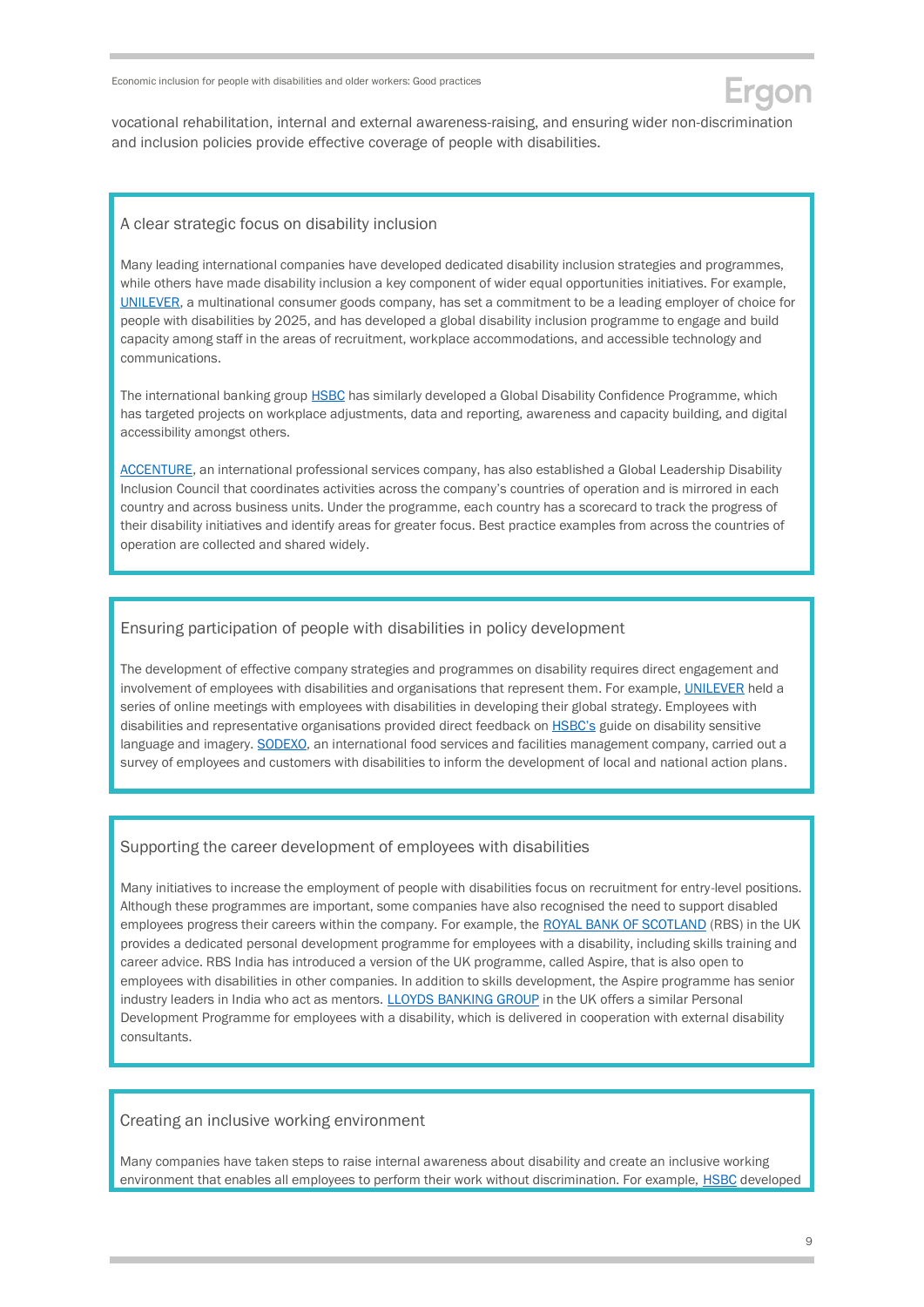vocational rehabilitation, internal and external awareness-raising, and ensuring wider non-discrimination and inclusion policies provide effective coverage of people with disabilities.

### A clear strategic focus on disability inclusion

Many leading international companies have developed dedicated disability inclusion strategies and programmes, while others have made disability inclusion a key component of wider equal opportunities initiatives. For example, UNILEVER, a multinational consumer goods company, has set a commitment to be a leading employer of choice for people with disabilities by 2025, and has developed a global disability inclusion programme to engage and build capacity among staff in the areas of recruitment, workplace accommodations, and accessible technology and communications.

The international banking group HSBC has similarly developed a Global Disability Confidence Programme, which has targeted projects on workplace adjustments, data and reporting, awareness and capacity building, and digital accessibility amongst others.

ACCENTURE, an international professional services company, has also established a Global Leadership Disability Inclusion Council that coordinates activities across the company's countries of operation and is mirrored in each country and across business units. Under the programme, each country has a scorecard to track the progress of their disability initiatives and identify areas for greater focus. Best practice examples from across the countries of operation are collected and shared widely.

### Ensuring participation of people with disabilities in policy development

The development of effective company strategies and programmes on disability requires direct engagement and involvement of employees with disabilities and organisations that represent them. For example, UNILEVER held a series of online meetings with employees with disabilities in developing their global strategy. Employees with disabilities and representative organisations provided direct feedback on HSBC's guide on disability sensitive language and imagery. SODEXO, an international food services and facilities management company, carried out a survey of employees and customers with disabilities to inform the development of local and national action plans.

### Supporting the career development of employees with disabilities

Many initiatives to increase the employment of people with disabilities focus on recruitment for entry-level positions. Although these programmes are important, some companies have also recognised the need to support disabled employees progress their careers within the company. For example, the ROYAL BANK OF SCOTLAND (RBS) in the UK provides a dedicated personal development programme for employees with a disability, including skills training and career advice. RBS India has introduced a version of the UK programme, called Aspire, that is also open to employees with disabilities in other companies. In addition to skills development, the Aspire programme has senior industry leaders in India who act as mentors. LLOYDS BANKING GROUP in the UK offers a similar Personal Development Programme for employees with a disability, which is delivered in cooperation with external disability consultants.

### Creating an inclusive working environment

Many companies have taken steps to raise internal awareness about disability and create an inclusive working environment that enables all employees to perform their work without discrimination. For example, HSBC developed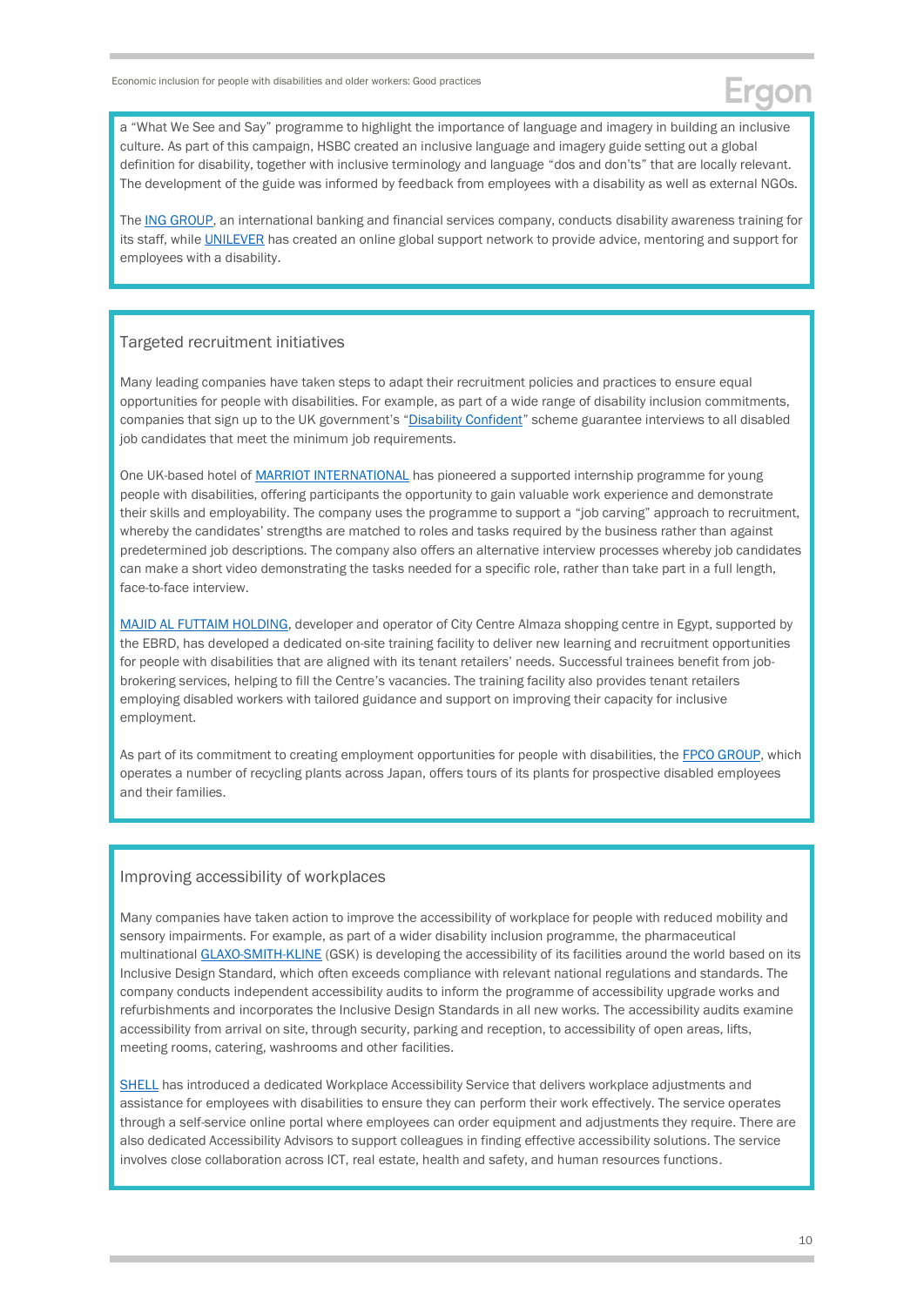a "What We See and Say" programme to highlight the importance of language and imagery in building an inclusive culture. As part of this campaign, HSBC created an inclusive language and imagery guide setting out a global definition for disability, together with inclusive terminology and language "dos and don'ts" that are locally relevant. The development of the guide was informed by feedback from employees with a disability as well as external NGOs.

The ING GROUP, an international banking and financial services company, conducts disability awareness training for its staff, while UNILEVER has created an online global support network to provide advice, mentoring and support for employees with a disability.

### Targeted recruitment initiatives

Many leading companies have taken steps to adapt their recruitment policies and practices to ensure equal opportunities for people with disabilities. For example, as part of a wide range of disability inclusion commitments, companies that sign up to the UK government's "Disability Confident" scheme guarantee interviews to all disabled job candidates that meet the minimum job requirements.

One UK-based hotel of MARRIOT INTERNATIONAL has pioneered a supported internship programme for young people with disabilities, offering participants the opportunity to gain valuable work experience and demonstrate their skills and employability. The company uses the programme to support a "job carving" approach to recruitment, whereby the candidates' strengths are matched to roles and tasks required by the business rather than against predetermined job descriptions. The company also offers an alternative interview processes whereby job candidates can make a short video demonstrating the tasks needed for a specific role, rather than take part in a full length, face-to-face interview.

MAJID AL FUTTAIM HOLDING, developer and operator of City Centre Almaza shopping centre in Egypt, supported by the EBRD, has developed a dedicated on-site training facility to deliver new learning and recruitment opportunities for people with disabilities that are aligned with its tenant retailers' needs. Successful trainees benefit from job-brokering services, helping to fill the Centre's vacancies. The training facility also provides tenant retailers employing disabled workers with tailored guidance and support on improving their capacity for inclusive employment.

As part of its commitment to creating employment opportunities for people with disabilities, the FPCO GROUP, which operates a number of recycling plants across Japan, offers tours of its plants for prospective disabled employees and their families.

### Improving accessibility of workplaces

Many companies have taken action to improve the accessibility of workplace for people with reduced mobility and sensory impairments. For example, as part of a wider disability inclusion programme, the pharmaceutical multinational GLAXO-SMITH-KLINE (GSK) is developing the accessibility of its facilities around the world based on its Inclusive Design Standard, which often exceeds compliance with relevant national regulations and standards. The company conducts independent accessibility audits to inform the programme of accessibility upgrade works and refurbishments and incorporates the Inclusive Design Standards in all new works. The accessibility audits examine accessibility from arrival on site, through security, parking and reception, to accessibility of open areas, lifts, meeting rooms, catering, washrooms and other facilities.

SHELL has introduced a dedicated Workplace Accessibility Service that delivers workplace adjustments and assistance for employees with disabilities to ensure they can perform their work effectively. The service operates through a self-service online portal where employees can order equipment and adjustments they require. There are also dedicated Accessibility Advisors to support colleagues in finding effective accessibility solutions. The service involves close collaboration across ICT, real estate, health and safety, and human resources functions.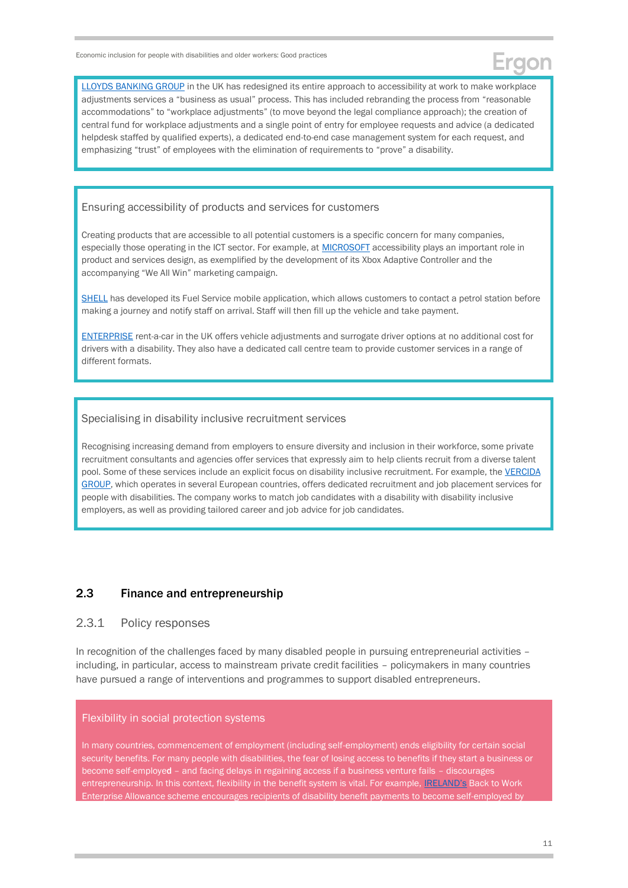LLOYDS BANKING GROUP in the UK has redesigned its entire approach to accessibility at work to make workplace adjustments services a "business as usual" process. This has included rebranding the process from "reasonable accommodations" to "workplace adjustments" (to move beyond the legal compliance approach); the creation of central fund for workplace adjustments and a single point of entry for employee requests and advice (a dedicated helpdesk staffed by qualified experts), a dedicated end-to-end case management system for each request, and emphasizing "trust" of employees with the elimination of requirements to "prove" a disability.

Ensuring accessibility of products and services for customers

Creating products that are accessible to all potential customers is a specific concern for many companies, especially those operating in the ICT sector. For example, at MICROSOFT accessibility plays an important role in product and services design, as exemplified by the development of its Xbox Adaptive Controller and the accompanying "We All Win" marketing campaign.

SHELL has developed its Fuel Service mobile application, which allows customers to contact a petrol station before making a journey and notify staff on arrival. Staff will then fill up the vehicle and take payment.

ENTERPRISE rent-a-car in the UK offers vehicle adjustments and surrogate driver options at no additional cost for drivers with a disability. They also have a dedicated call centre team to provide customer services in a range of different formats.

Specialising in disability inclusive recruitment services

Recognising increasing demand from employers to ensure diversity and inclusion in their workforce, some private recruitment consultants and agencies offer services that expressly aim to help clients recruit from a diverse talent pool. Some of these services include an explicit focus on disability inclusive recruitment. For example, the VERCIDA GROUP, which operates in several European countries, offers dedicated recruitment and job placement services for people with disabilities. The company works to match job candidates with a disability with disability inclusive employers, as well as providing tailored career and job advice for job candidates.

## 2.3 Finance and entrepreneurship

### 2.3.1 Policy responses

In recognition of the challenges faced by many disabled people in pursuing entrepreneurial activities – including, in particular, access to mainstream private credit facilities – policymakers in many countries have pursued a range of interventions and programmes to support disabled entrepreneurs.

Flexibility in social protection systems

In many countries, commencement of employment (including self-employment) ends eligibility for certain social security benefits. For many people with disabilities, the fear of losing access to benefits if they start a business or become self-employed – and facing delays in regaining access if a business venture fails – discourages entrepreneurship. In this context, flexibility in the benefit system is vital. For example, IRELAND's Back to Work Enterprise Allowance scheme encourages recipients of disability benefit payments to become self-employed by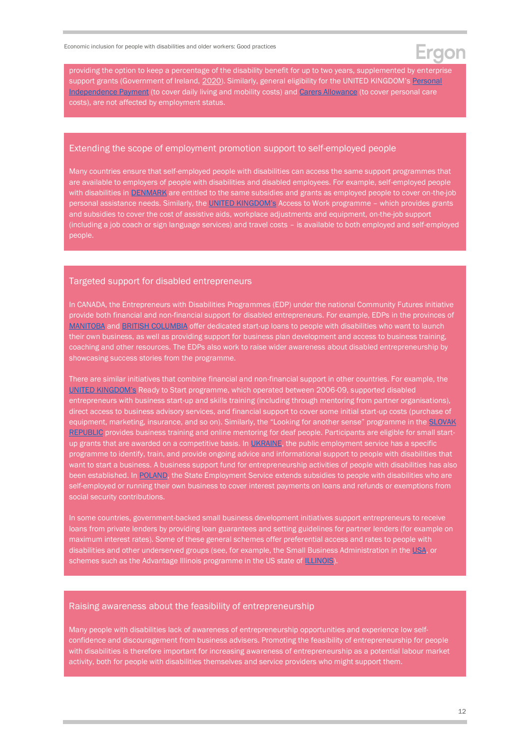providing the option to keep a percentage of the disability benefit for up to two years, supplemented by enterprise support grants (Government of Ireland, 2020). Similarly, general eligibility for the UNITED KINGDOM's Personal Independence Payment (to cover daily living and mobility costs) and Carers Allowance (to cover personal care costs), are not affected by employment status.

### Extending the scope of employment promotion support to self-employed people

Many countries ensure that self-employed people with disabilities can access the same support programmes that are available to employers of people with disabilities and disabled employees. For example, self-employed people with disabilities in DENMARK are entitled to the same subsidies and grants as employed people to cover on-the-job personal assistance needs. Similarly, the UNITED KINGDOM's Access to Work programme – which provides grants and subsidies to cover the cost of assistive aids, workplace adjustments and equipment, on-the-job support (including a job coach or sign language services) and travel costs – is available to both employed and self-employed people.

### Targeted support for disabled entrepreneurs

In CANADA, the Entrepreneurs with Disabilities Programmes (EDP) under the national Community Futures initiative provide both financial and non-financial support for disabled entrepreneurs. For example, EDPs in the provinces of MANITOBA and BRITISH COLUMBIA offer dedicated start-up loans to people with disabilities who want to launch their own business, as well as providing support for business plan development and access to business training, coaching and other resources. The EDPs also work to raise wider awareness about disabled entrepreneurship by showcasing success stories from the programme.

There are similar initiatives that combine financial and non-financial support in other countries. For example, the UNITED KINGDOM's Ready to Start programme, which operated between 2006-09, supported disabled entrepreneurs with business start-up and skills training (including through mentoring from partner organisations), direct access to business advisory services, and financial support to cover some initial start-up costs (purchase of equipment, marketing, insurance, and so on). Similarly, the "Looking for another sense" programme in the SLOVAK REPUBLIC provides business training and online mentoring for deaf people. Participants are eligible for small start-up grants that are awarded on a competitive basis. In UKRAINE, the public employment service has a specific programme to identify, train, and provide ongoing advice and informational support to people with disabilities that want to start a business. A business support fund for entrepreneurship activities of people with disabilities has also been established. In POLAND, the State Employment Service extends subsidies to people with disabilities who are self-employed or running their own business to cover interest payments on loans and refunds or exemptions from social security contributions.

In some countries, government-backed small business development initiatives support entrepreneurs to receive loans from private lenders by providing loan guarantees and setting guidelines for partner lenders (for example on maximum interest rates). Some of these general schemes offer preferential access and rates to people with disabilities and other underserved groups (see, for example, the Small Business Administration in the USA, or schemes such as the Advantage Illinois programme in the US state of ILLINOIS).

### Raising awareness about the feasibility of entrepreneurship

Many people with disabilities lack of awareness of entrepreneurship opportunities and experience low self-confidence and discouragement from business advisers. Promoting the feasibility of entrepreneurship for people with disabilities is therefore important for increasing awareness of entrepreneurship as a potential labour market activity, both for people with disabilities themselves and service providers who might support them.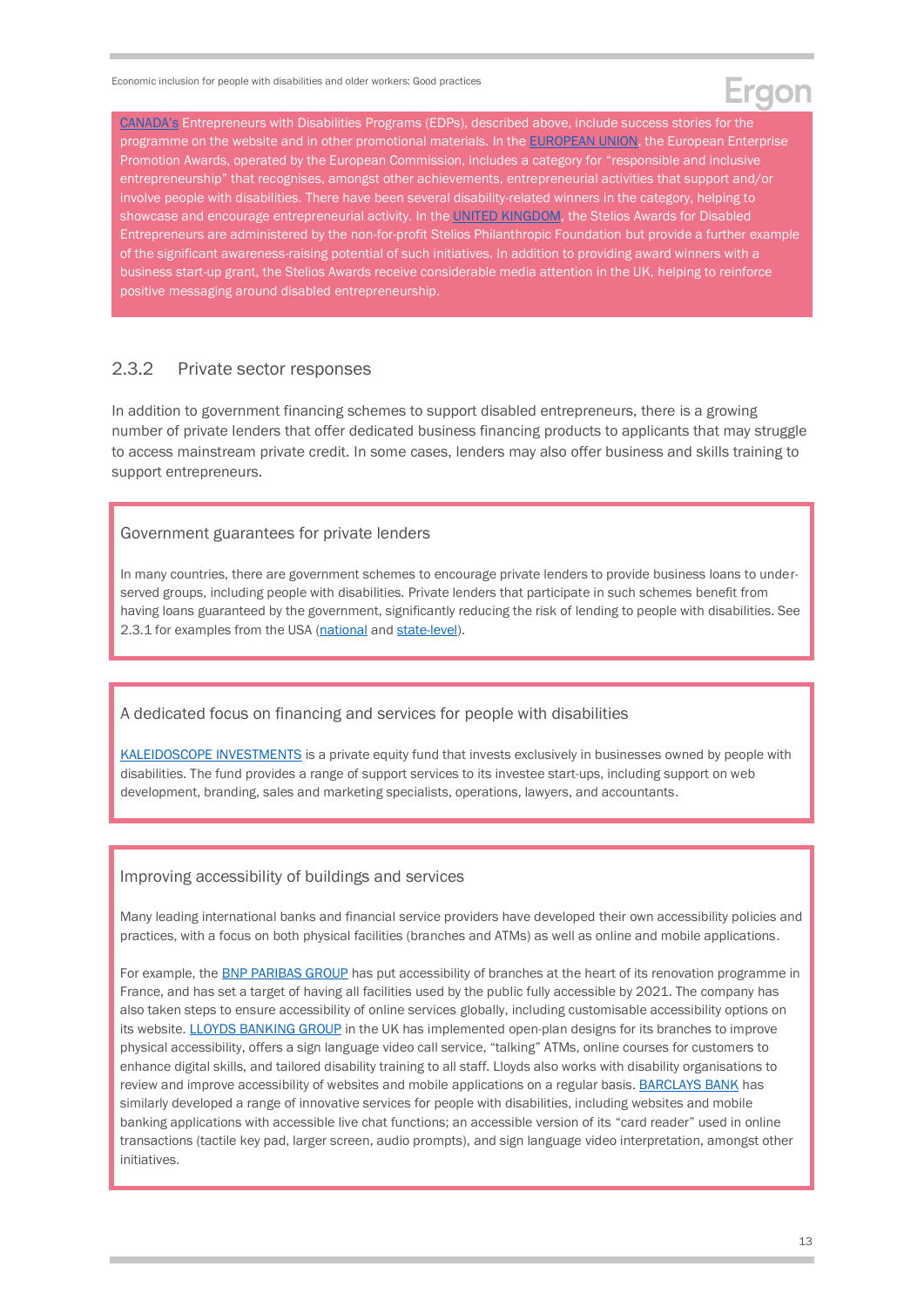CANADA's Entrepreneurs with Disabilities Programs (EDPs), described above, include success stories for the programme on the website and in other promotional materials. In the EUROPEAN UNION, the European Enterprise Promotion Awards, operated by the European Commission, includes a category for "responsible and inclusive entrepreneurship" that recognises, amongst other achievements, entrepreneurial activities that support and/or involve people with disabilities. There have been several disability-related winners in the category, helping to showcase and encourage entrepreneurial activity. In the UNITED KINGDOM, the Stelios Awards for Disabled Entrepreneurs are administered by the non-for-profit Stelios Philanthropic Foundation but provide a further example of the significant awareness-raising potential of such initiatives. In addition to providing award winners with a business start-up grant, the Stelios Awards receive considerable media attention in the UK, helping to reinforce positive messaging around disabled entrepreneurship.

### 2.3.2 Private sector responses

In addition to government financing schemes to support disabled entrepreneurs, there is a growing number of private lenders that offer dedicated business financing products to applicants that may struggle to access mainstream private credit. In some cases, lenders may also offer business and skills training to support entrepreneurs.

#### Government guarantees for private lenders

In many countries, there are government schemes to encourage private lenders to provide business loans to under-served groups, including people with disabilities. Private lenders that participate in such schemes benefit from having loans guaranteed by the government, significantly reducing the risk of lending to people with disabilities. See 2.3.1 for examples from the USA (national and state-level).

#### A dedicated focus on financing and services for people with disabilities

KALEIDOSCOPE INVESTMENTS is a private equity fund that invests exclusively in businesses owned by people with disabilities. The fund provides a range of support services to its investee start-ups, including support on web development, branding, sales and marketing specialists, operations, lawyers, and accountants.

#### Improving accessibility of buildings and services

Many leading international banks and financial service providers have developed their own accessibility policies and practices, with a focus on both physical facilities (branches and ATMs) as well as online and mobile applications.

For example, the BNP PARIBAS GROUP has put accessibility of branches at the heart of its renovation programme in France, and has set a target of having all facilities used by the public fully accessible by 2021. The company has also taken steps to ensure accessibility of online services globally, including customisable accessibility options on its website. LLOYDS BANKING GROUP in the UK has implemented open-plan designs for its branches to improve physical accessibility, offers a sign language video call service, "talking" ATMs, online courses for customers to enhance digital skills, and tailored disability training to all staff. Lloyds also works with disability organisations to review and improve accessibility of websites and mobile applications on a regular basis. BARCLAYS BANK has similarly developed a range of innovative services for people with disabilities, including websites and mobile banking applications with accessible live chat functions; an accessible version of its "card reader" used in online transactions (tactile key pad, larger screen, audio prompts), and sign language video interpretation, amongst other initiatives.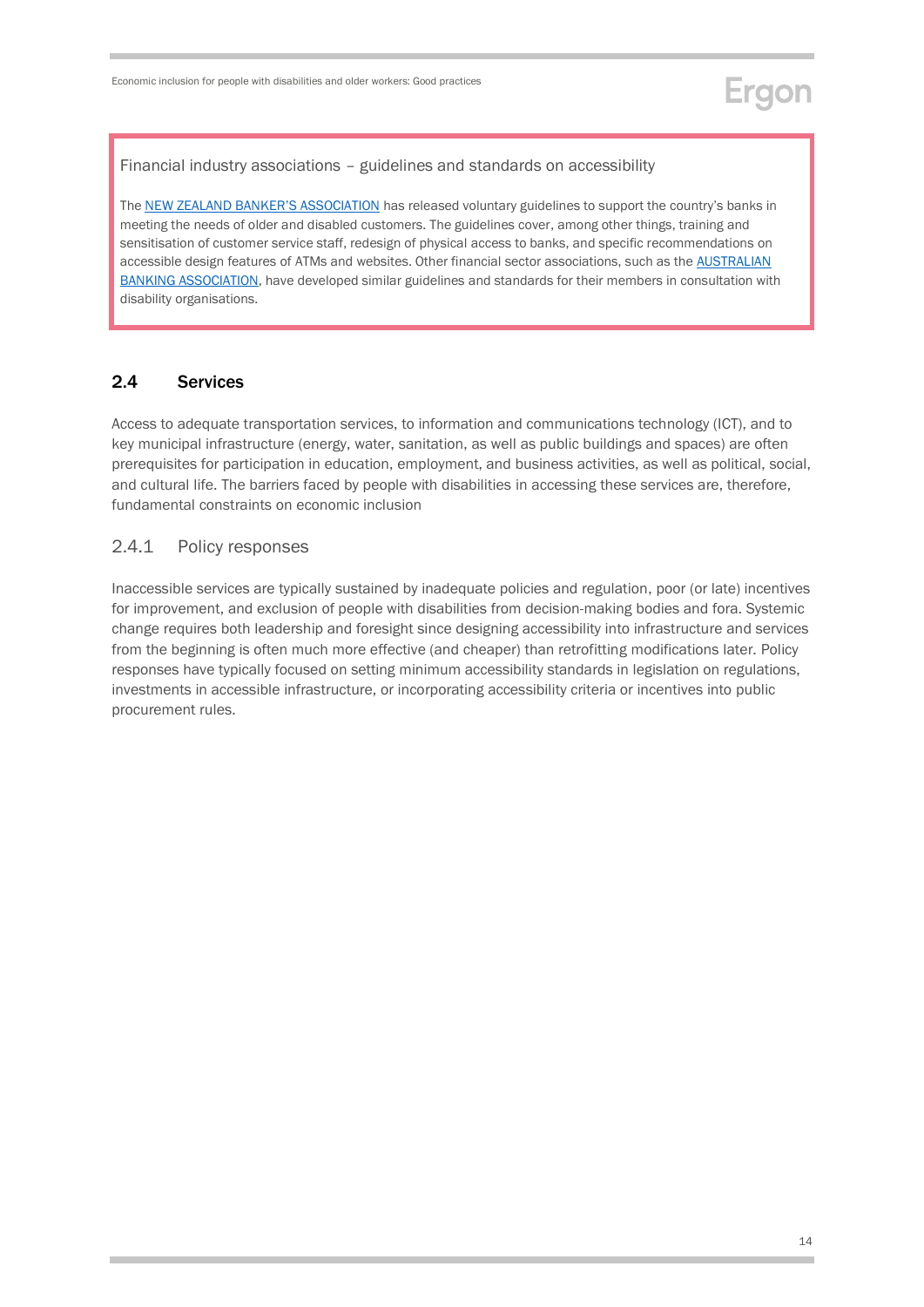Financial industry associations – guidelines and standards on accessibility

The NEW ZEALAND BANKER'S ASSOCIATION has released voluntary guidelines to support the country's banks in meeting the needs of older and disabled customers. The guidelines cover, among other things, training and sensitisation of customer service staff, redesign of physical access to banks, and specific recommendations on accessible design features of ATMs and websites. Other financial sector associations, such as the AUSTRALIAN BANKING ASSOCIATION, have developed similar guidelines and standards for their members in consultation with disability organisations.

## 2.4 Services

Access to adequate transportation services, to information and communications technology (ICT), and to key municipal infrastructure (energy, water, sanitation, as well as public buildings and spaces) are often prerequisites for participation in education, employment, and business activities, as well as political, social, and cultural life. The barriers faced by people with disabilities in accessing these services are, therefore, fundamental constraints on economic inclusion

### 2.4.1 Policy responses

Inaccessible services are typically sustained by inadequate policies and regulation, poor (or late) incentives for improvement, and exclusion of people with disabilities from decision-making bodies and fora. Systemic change requires both leadership and foresight since designing accessibility into infrastructure and services from the beginning is often much more effective (and cheaper) than retrofitting modifications later. Policy responses have typically focused on setting minimum accessibility standards in legislation on regulations, investments in accessible infrastructure, or incorporating accessibility criteria or incentives into public procurement rules.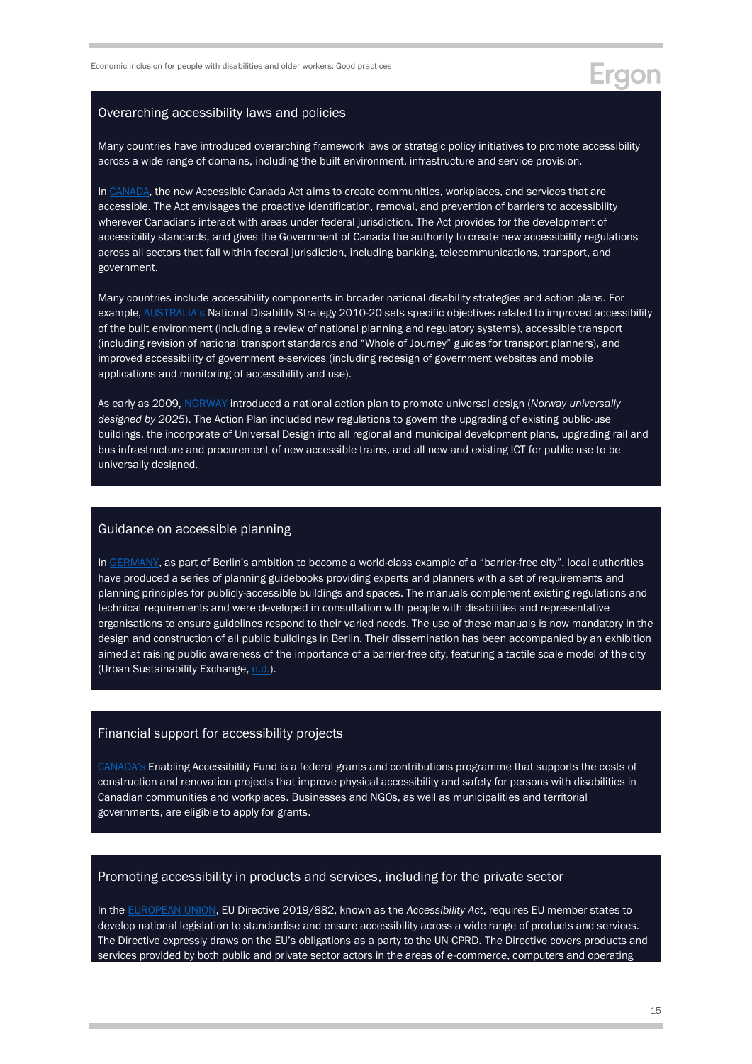### Overarching accessibility laws and policies

Many countries have introduced overarching framework laws or strategic policy initiatives to promote accessibility across a wide range of domains, including the built environment, infrastructure and service provision.

In CANADA, the new Accessible Canada Act aims to create communities, workplaces, and services that are accessible. The Act envisages the proactive identification, removal, and prevention of barriers to accessibility wherever Canadians interact with areas under federal jurisdiction. The Act provides for the development of accessibility standards, and gives the Government of Canada the authority to create new accessibility regulations across all sectors that fall within federal jurisdiction, including banking, telecommunications, transport, and government.

Many countries include accessibility components in broader national disability strategies and action plans. For example, AUSTRALIA's National Disability Strategy 2010-20 sets specific objectives related to improved accessibility of the built environment (including a review of national planning and regulatory systems), accessible transport (including revision of national transport standards and "Whole of Journey" guides for transport planners), and improved accessibility of government e-services (including redesign of government websites and mobile applications and monitoring of accessibility and use).

As early as 2009, NORWAY introduced a national action plan to promote universal design (*Norway universally designed by 2025*). The Action Plan included new regulations to govern the upgrading of existing public-use buildings, the incorporate of Universal Design into all regional and municipal development plans, upgrading rail and bus infrastructure and procurement of new accessible trains, and all new and existing ICT for public use to be universally designed.

### Guidance on accessible planning

In GERMANY, as part of Berlin's ambition to become a world-class example of a "barrier-free city", local authorities have produced a series of planning guidebooks providing experts and planners with a set of requirements and planning principles for publicly-accessible buildings and spaces. The manuals complement existing regulations and technical requirements and were developed in consultation with people with disabilities and representative organisations to ensure guidelines respond to their varied needs. The use of these manuals is now mandatory in the design and construction of all public buildings in Berlin. Their dissemination has been accompanied by an exhibition aimed at raising public awareness of the importance of a barrier-free city, featuring a tactile scale model of the city (Urban Sustainability Exchange, n.d.).

### Financial support for accessibility projects

CANADA's Enabling Accessibility Fund is a federal grants and contributions programme that supports the costs of construction and renovation projects that improve physical accessibility and safety for persons with disabilities in Canadian communities and workplaces. Businesses and NGOs, as well as municipalities and territorial governments, are eligible to apply for grants.

### Promoting accessibility in products and services, including for the private sector

In the EUROPEAN UNION, EU Directive 2019/882, known as the *Accessibility Act*, requires EU member states to develop national legislation to standardise and ensure accessibility across a wide range of products and services. The Directive expressly draws on the EU's obligations as a party to the UN CPRD. The Directive covers products and services provided by both public and private sector actors in the areas of e-commerce, computers and operating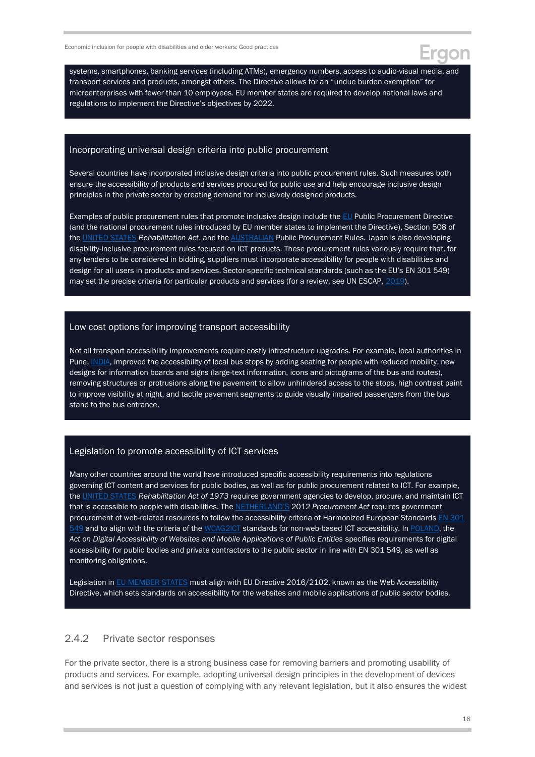systems, smartphones, banking services (including ATMs), emergency numbers, access to audio-visual media, and transport services and products, amongst others. The Directive allows for an "undue burden exemption" for microenterprises with fewer than 10 employees. EU member states are required to develop national laws and regulations to implement the Directive's objectives by 2022.

### Incorporating universal design criteria into public procurement

Several countries have incorporated inclusive design criteria into public procurement rules. Such measures both ensure the accessibility of products and services procured for public use and help encourage inclusive design principles in the private sector by creating demand for inclusively designed products.

Examples of public procurement rules that promote inclusive design include the EU Public Procurement Directive (and the national procurement rules introduced by EU member states to implement the Directive), Section 508 of the UNITED STATES *Rehabilitation Act*, and the AUSTRALIAN Public Procurement Rules. Japan is also developing disability-inclusive procurement rules focused on ICT products. These procurement rules variously require that, for any tenders to be considered in bidding, suppliers must incorporate accessibility for people with disabilities and design for all users in products and services. Sector-specific technical standards (such as the EU's EN 301 549) may set the precise criteria for particular products and services (for a review, see UN ESCAP, 2019).

### Low cost options for improving transport accessibility

Not all transport accessibility improvements require costly infrastructure upgrades. For example, local authorities in Pune, INDIA, improved the accessibility of local bus stops by adding seating for people with reduced mobility, new designs for information boards and signs (large-text information, icons and pictograms of the bus and routes), removing structures or protrusions along the pavement to allow unhindered access to the stops, high contrast paint to improve visibility at night, and tactile pavement segments to guide visually impaired passengers from the bus stand to the bus entrance.

### Legislation to promote accessibility of ICT services

Many other countries around the world have introduced specific accessibility requirements into regulations governing ICT content and services for public bodies, as well as for public procurement related to ICT. For example, the UNITED STATES *Rehabilitation Act of 1973* requires government agencies to develop, procure, and maintain ICT that is accessible to people with disabilities. The NETHERLAND'S 2012 *Procurement Act* requires government procurement of web-related resources to follow the accessibility criteria of Harmonized European Standards EN 301 549 and to align with the criteria of the WCAG2ICT standards for non-web-based ICT accessibility. In POLAND, the *Act on Digital Accessibility of Websites and Mobile Applications of Public Entities* specifies requirements for digital accessibility for public bodies and private contractors to the public sector in line with EN 301 549, as well as monitoring obligations.

Legislation in EU MEMBER STATES must align with EU Directive 2016/2102, known as the Web Accessibility Directive, which sets standards on accessibility for the websites and mobile applications of public sector bodies.

### 2.4.2 Private sector responses

For the private sector, there is a strong business case for removing barriers and promoting usability of products and services. For example, adopting universal design principles in the development of devices and services is not just a question of complying with any relevant legislation, but it also ensures the widest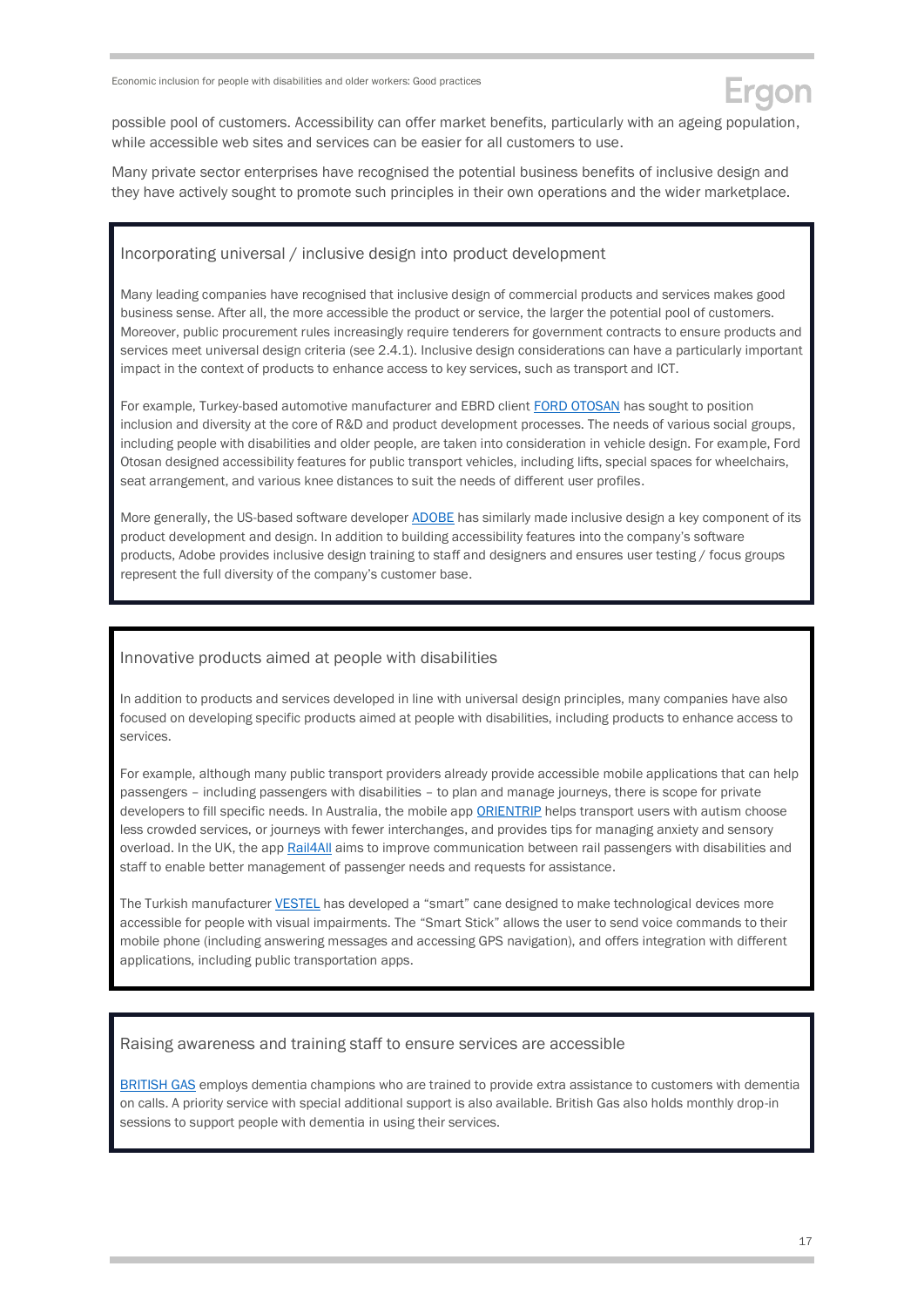possible pool of customers. Accessibility can offer market benefits, particularly with an ageing population, while accessible web sites and services can be easier for all customers to use.

Many private sector enterprises have recognised the potential business benefits of inclusive design and they have actively sought to promote such principles in their own operations and the wider marketplace.

### Incorporating universal / inclusive design into product development

Many leading companies have recognised that inclusive design of commercial products and services makes good business sense. After all, the more accessible the product or service, the larger the potential pool of customers. Moreover, public procurement rules increasingly require tenderers for government contracts to ensure products and services meet universal design criteria (see 2.4.1). Inclusive design considerations can have a particularly important impact in the context of products to enhance access to key services, such as transport and ICT.

For example, Turkey-based automotive manufacturer and EBRD client FORD OTOSAN has sought to position inclusion and diversity at the core of R&D and product development processes. The needs of various social groups, including people with disabilities and older people, are taken into consideration in vehicle design. For example, Ford Otosan designed accessibility features for public transport vehicles, including lifts, special spaces for wheelchairs, seat arrangement, and various knee distances to suit the needs of different user profiles.

More generally, the US-based software developer ADOBE has similarly made inclusive design a key component of its product development and design. In addition to building accessibility features into the company's software products, Adobe provides inclusive design training to staff and designers and ensures user testing / focus groups represent the full diversity of the company's customer base.

### Innovative products aimed at people with disabilities

In addition to products and services developed in line with universal design principles, many companies have also focused on developing specific products aimed at people with disabilities, including products to enhance access to services.

For example, although many public transport providers already provide accessible mobile applications that can help passengers – including passengers with disabilities – to plan and manage journeys, there is scope for private developers to fill specific needs. In Australia, the mobile app ORIENTRIP helps transport users with autism choose less crowded services, or journeys with fewer interchanges, and provides tips for managing anxiety and sensory overload. In the UK, the app Rail4All aims to improve communication between rail passengers with disabilities and staff to enable better management of passenger needs and requests for assistance.

The Turkish manufacturer VESTEL has developed a "smart" cane designed to make technological devices more accessible for people with visual impairments. The "Smart Stick" allows the user to send voice commands to their mobile phone (including answering messages and accessing GPS navigation), and offers integration with different applications, including public transportation apps.

### Raising awareness and training staff to ensure services are accessible

BRITISH GAS employs dementia champions who are trained to provide extra assistance to customers with dementia on calls. A priority service with special additional support is also available. British Gas also holds monthly drop-in sessions to support people with dementia in using their services.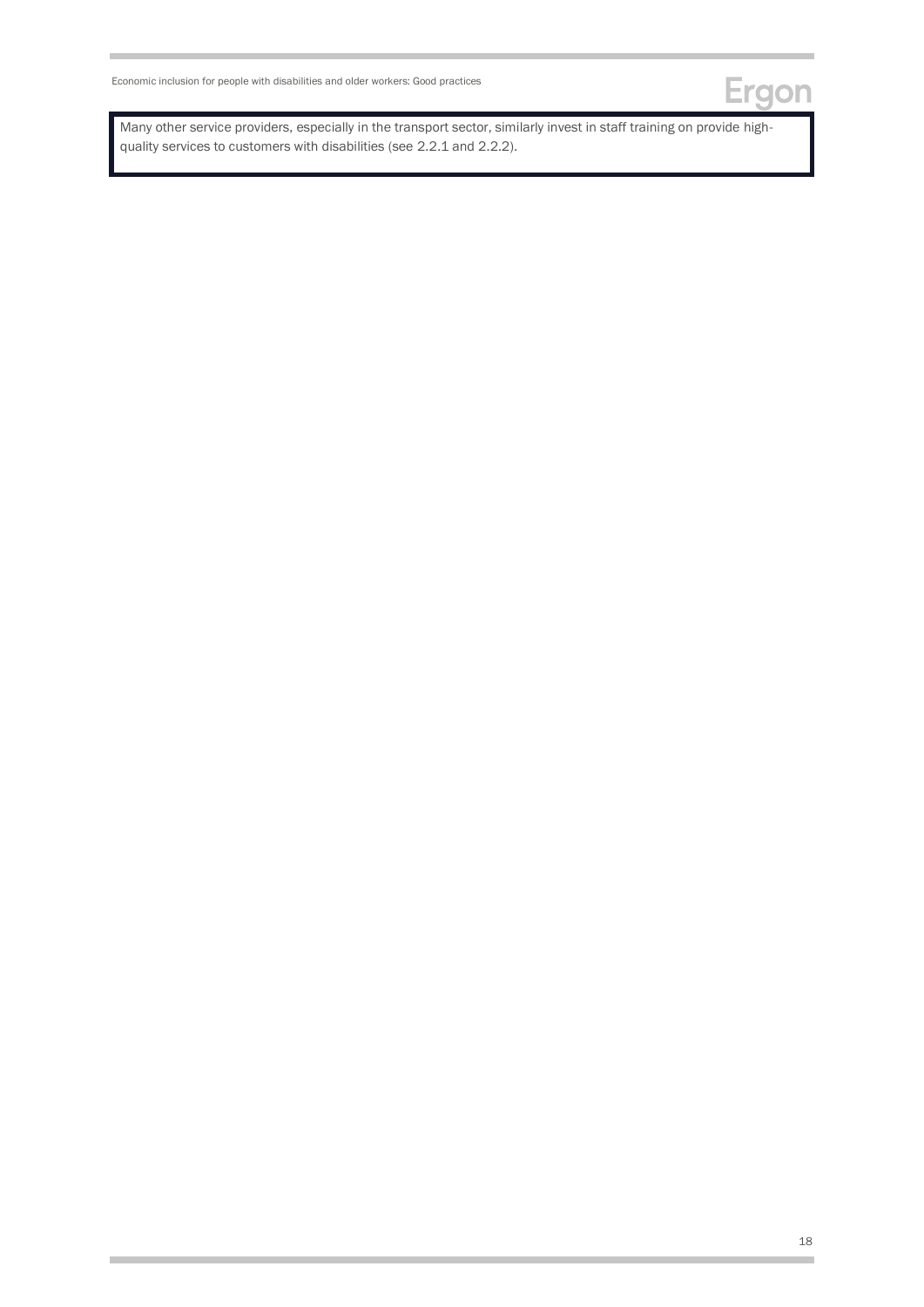Many other service providers, especially in the transport sector, similarly invest in staff training on provide high-quality services to customers with disabilities (see 2.2.1 and 2.2.2).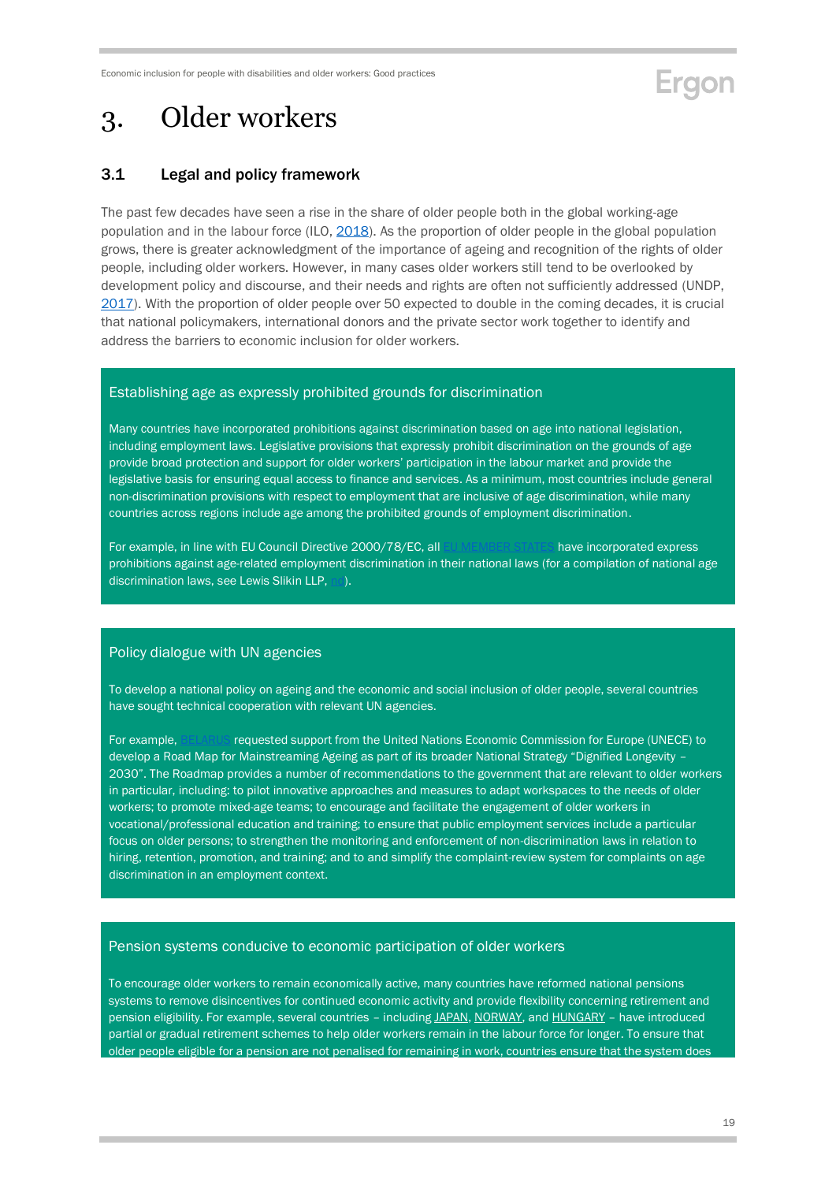# 3. Older workers

## 3.1 Legal and policy framework

The past few decades have seen a rise in the share of older people both in the global working-age population and in the labour force (ILO, 2018). As the proportion of older people in the global population grows, there is greater acknowledgment of the importance of ageing and recognition of the rights of older people, including older workers. However, in many cases older workers still tend to be overlooked by development policy and discourse, and their needs and rights are often not sufficiently addressed (UNDP, 2017). With the proportion of older people over 50 expected to double in the coming decades, it is crucial that national policymakers, international donors and the private sector work together to identify and address the barriers to economic inclusion for older workers.

### Establishing age as expressly prohibited grounds for discrimination

Many countries have incorporated prohibitions against discrimination based on age into national legislation, including employment laws. Legislative provisions that expressly prohibit discrimination on the grounds of age provide broad protection and support for older workers' participation in the labour market and provide the legislative basis for ensuring equal access to finance and services. As a minimum, most countries include general non-discrimination provisions with respect to employment that are inclusive of age discrimination, while many countries across regions include age among the prohibited grounds of employment discrimination.

For example, in line with EU Council Directive 2000/78/EC, all EU MEMBER STATES have incorporated express prohibitions against age-related employment discrimination in their national laws (for a compilation of national age discrimination laws, see Lewis Slikin LLP, nd).

### Policy dialogue with UN agencies

To develop a national policy on ageing and the economic and social inclusion of older people, several countries have sought technical cooperation with relevant UN agencies.

For example, BELARUS requested support from the United Nations Economic Commission for Europe (UNECE) to develop a Road Map for Mainstreaming Ageing as part of its broader National Strategy "Dignified Longevity – 2030". The Roadmap provides a number of recommendations to the government that are relevant to older workers in particular, including: to pilot innovative approaches and measures to adapt workspaces to the needs of older workers; to promote mixed-age teams; to encourage and facilitate the engagement of older workers in vocational/professional education and training; to ensure that public employment services include a particular focus on older persons; to strengthen the monitoring and enforcement of non-discrimination laws in relation to hiring, retention, promotion, and training; and to and simplify the complaint-review system for complaints on age discrimination in an employment context.

### Pension systems conducive to economic participation of older workers

To encourage older workers to remain economically active, many countries have reformed national pensions systems to remove disincentives for continued economic activity and provide flexibility concerning retirement and pension eligibility. For example, several countries – including JAPAN, NORWAY, and HUNGARY – have introduced partial or gradual retirement schemes to help older workers remain in the labour force for longer. To ensure that older people eligible for a pension are not penalised for remaining in work, countries ensure that the system does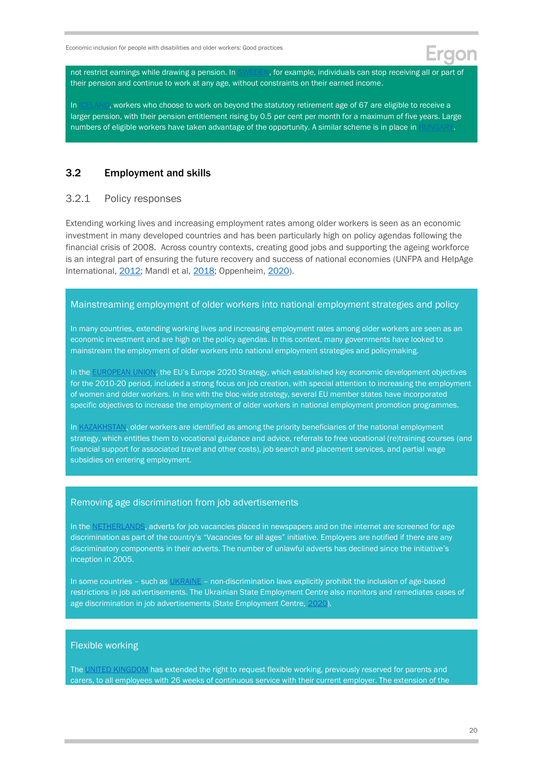not restrict earnings while drawing a pension. In SWEDEN, for example, individuals can stop receiving all or part of their pension and continue to work at any age, without constraints on their earned income.

In ICELAND, workers who choose to work on beyond the statutory retirement age of 67 are eligible to receive a larger pension, with their pension entitlement rising by 0.5 per cent per month for a maximum of five years. Large numbers of eligible workers have taken advantage of the opportunity. A similar scheme is in place in HUNGARY.

## 3.2 Employment and skills

### 3.2.1 Policy responses

Extending working lives and increasing employment rates among older workers is seen as an economic investment in many developed countries and has been particularly high on policy agendas following the financial crisis of 2008. Across country contexts, creating good jobs and supporting the ageing workforce is an integral part of ensuring the future recovery and success of national economies (UNFPA and HelpAge International, 2012; Mandl et al, 2018; Oppenheim, 2020).

#### Mainstreaming employment of older workers into national employment strategies and policy

In many countries, extending working lives and increasing employment rates among older workers are seen as an economic investment and are high on the policy agendas. In this context, many governments have looked to mainstream the employment of older workers into national employment strategies and policymaking.

In the EUROPEAN UNION, the EU's Europe 2020 Strategy, which established key economic development objectives for the 2010-20 period, included a strong focus on job creation, with special attention to increasing the employment of women and older workers. In line with the bloc-wide strategy, several EU member states have incorporated specific objectives to increase the employment of older workers in national employment promotion programmes.

In KAZAKHSTAN, older workers are identified as among the priority beneficiaries of the national employment strategy, which entitles them to vocational guidance and advice, referrals to free vocational (re)training courses (and financial support for associated travel and other costs), job search and placement services, and partial wage subsidies on entering employment.

#### Removing age discrimination from job advertisements

In the NETHERLANDS, adverts for job vacancies placed in newspapers and on the internet are screened for age discrimination as part of the country's "Vacancies for all ages" initiative. Employers are notified if there are any discriminatory components in their adverts. The number of unlawful adverts has declined since the initiative's inception in 2005.

In some countries – such as UKRAINE – non-discrimination laws explicitly prohibit the inclusion of age-based restrictions in job advertisements. The Ukrainian State Employment Centre also monitors and remediates cases of age discrimination in job advertisements (State Employment Centre, 2020).

#### Flexible working

The UNITED KINGDOM has extended the right to request flexible working, previously reserved for parents and carers, to all employees with 26 weeks of continuous service with their current employer. The extension of the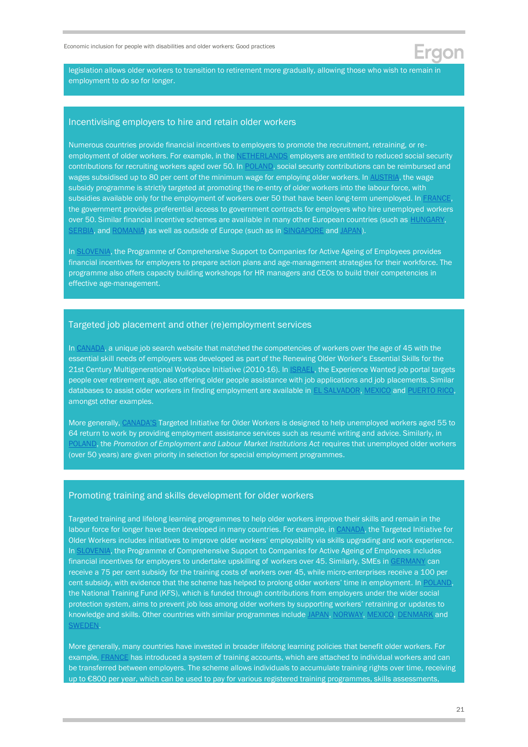legislation allows older workers to transition to retirement more gradually, allowing those who wish to remain in employment to do so for longer.

## Incentivising employers to hire and retain older workers

Numerous countries provide financial incentives to employers to promote the recruitment, retraining, or re-employment of older workers. For example, in the NETHERLANDS employers are entitled to reduced social security contributions for recruiting workers aged over 50. In POLAND, social security contributions can be reimbursed and wages subsidised up to 80 per cent of the minimum wage for employing older workers. In AUSTRIA, the wage subsidy programme is strictly targeted at promoting the re-entry of older workers into the labour force, with subsidies available only for the employment of workers over 50 that have been long-term unemployed. In FRANCE, the government provides preferential access to government contracts for employers who hire unemployed workers over 50. Similar financial incentive schemes are available in many other European countries (such as HUNGARY, SERBIA, and ROMANIA) as well as outside of Europe (such as in SINGAPORE and JAPAN).

In SLOVENIA, the Programme of Comprehensive Support to Companies for Active Ageing of Employees provides financial incentives for employers to prepare action plans and age-management strategies for their workforce. The programme also offers capacity building workshops for HR managers and CEOs to build their competencies in effective age-management.

## Targeted job placement and other (re)employment services

In CANADA, a unique job search website that matched the competencies of workers over the age of 45 with the essential skill needs of employers was developed as part of the Renewing Older Worker's Essential Skills for the 21st Century Multigenerational Workplace Initiative (2010-16). In ISRAEL, the Experience Wanted job portal targets people over retirement age, also offering older people assistance with job applications and job placements. Similar databases to assist older workers in finding employment are available in EL SALVADOR, MEXICO and PUERTO RICO, amongst other examples.

More generally, CANADA'S Targeted Initiative for Older Workers is designed to help unemployed workers aged 55 to 64 return to work by providing employment assistance services such as resumé writing and advice. Similarly, in POLAND, the *Promotion of Employment and Labour Market Institutions Act* requires that unemployed older workers (over 50 years) are given priority in selection for special employment programmes.

## Promoting training and skills development for older workers

Targeted training and lifelong learning programmes to help older workers improve their skills and remain in the labour force for longer have been developed in many countries. For example, in CANADA, the Targeted Initiative for Older Workers includes initiatives to improve older workers' employability via skills upgrading and work experience. In SLOVENIA, the Programme of Comprehensive Support to Companies for Active Ageing of Employees includes financial incentives for employers to undertake upskilling of workers over 45. Similarly, SMEs in GERMANY can receive a 75 per cent subsidy for the training costs of workers over 45, while micro-enterprises receive a 100 per cent subsidy, with evidence that the scheme has helped to prolong older workers' time in employment. In POLAND, the National Training Fund (KFS), which is funded through contributions from employers under the wider social protection system, aims to prevent job loss among older workers by supporting workers' retraining or updates to knowledge and skills. Other countries with similar programmes include JAPAN, NORWAY, MEXICO, DENMARK and SWEDEN.

More generally, many countries have invested in broader lifelong learning policies that benefit older workers. For example, FRANCE has introduced a system of training accounts, which are attached to individual workers and can be transferred between employers. The scheme allows individuals to accumulate training rights over time, receiving up to €800 per year, which can be used to pay for various registered training programmes, skills assessments,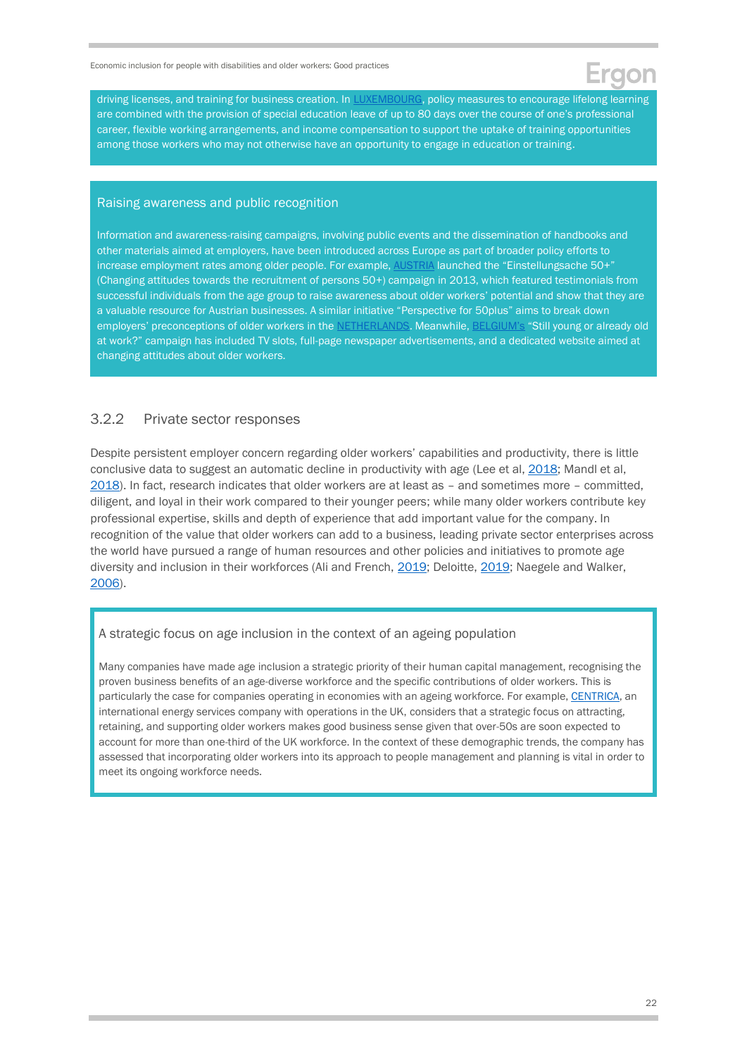driving licenses, and training for business creation. In LUXEMBOURG, policy measures to encourage lifelong learning are combined with the provision of special education leave of up to 80 days over the course of one's professional career, flexible working arrangements, and income compensation to support the uptake of training opportunities among those workers who may not otherwise have an opportunity to engage in education or training.

#### Raising awareness and public recognition

Information and awareness-raising campaigns, involving public events and the dissemination of handbooks and other materials aimed at employers, have been introduced across Europe as part of broader policy efforts to increase employment rates among older people. For example, AUSTRIA launched the "Einstellungsache 50+" (Changing attitudes towards the recruitment of persons 50+) campaign in 2013, which featured testimonials from successful individuals from the age group to raise awareness about older workers' potential and show that they are a valuable resource for Austrian businesses. A similar initiative "Perspective for 50plus" aims to break down employers' preconceptions of older workers in the NETHERLANDS. Meanwhile, BELGIUM's "Still young or already old at work?" campaign has included TV slots, full-page newspaper advertisements, and a dedicated website aimed at changing attitudes about older workers.

### 3.2.2 Private sector responses

Despite persistent employer concern regarding older workers' capabilities and productivity, there is little conclusive data to suggest an automatic decline in productivity with age (Lee et al, 2018; Mandl et al, 2018). In fact, research indicates that older workers are at least as – and sometimes more – committed, diligent, and loyal in their work compared to their younger peers; while many older workers contribute key professional expertise, skills and depth of experience that add important value for the company. In recognition of the value that older workers can add to a business, leading private sector enterprises across the world have pursued a range of human resources and other policies and initiatives to promote age diversity and inclusion in their workforces (Ali and French, 2019; Deloitte, 2019; Naegele and Walker, 2006).

#### A strategic focus on age inclusion in the context of an ageing population

Many companies have made age inclusion a strategic priority of their human capital management, recognising the proven business benefits of an age-diverse workforce and the specific contributions of older workers. This is particularly the case for companies operating in economies with an ageing workforce. For example, CENTRICA, an international energy services company with operations in the UK, considers that a strategic focus on attracting, retaining, and supporting older workers makes good business sense given that over-50s are soon expected to account for more than one-third of the UK workforce. In the context of these demographic trends, the company has assessed that incorporating older workers into its approach to people management and planning is vital in order to meet its ongoing workforce needs.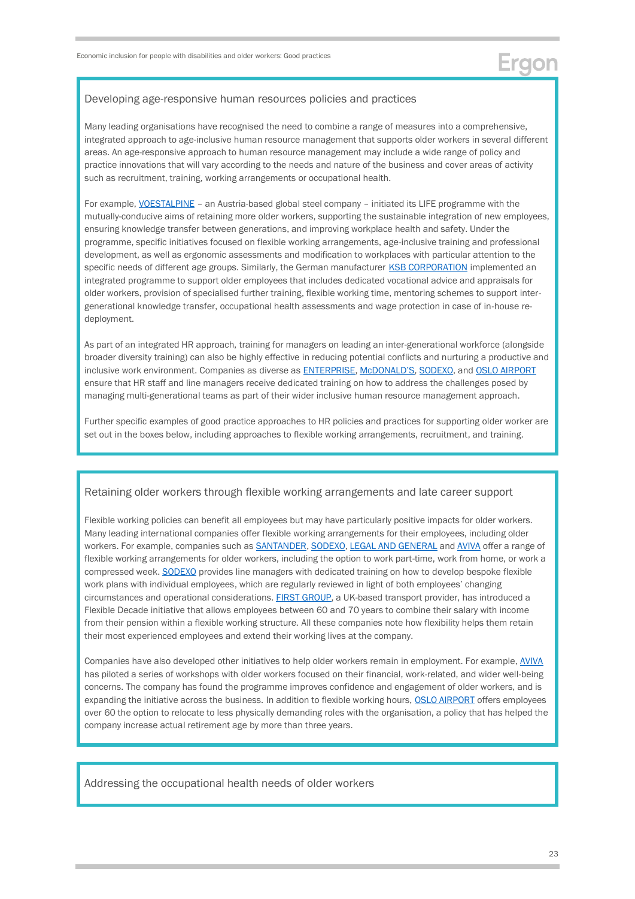## Developing age-responsive human resources policies and practices

Many leading organisations have recognised the need to combine a range of measures into a comprehensive, integrated approach to age-inclusive human resource management that supports older workers in several different areas. An age-responsive approach to human resource management may include a wide range of policy and practice innovations that will vary according to the needs and nature of the business and cover areas of activity such as recruitment, training, working arrangements or occupational health.

For example, VOESTALPINE – an Austria-based global steel company – initiated its LIFE programme with the mutually-conducive aims of retaining more older workers, supporting the sustainable integration of new employees, ensuring knowledge transfer between generations, and improving workplace health and safety. Under the programme, specific initiatives focused on flexible working arrangements, age-inclusive training and professional development, as well as ergonomic assessments and modification to workplaces with particular attention to the specific needs of different age groups. Similarly, the German manufacturer KSB CORPORATION implemented an integrated programme to support older employees that includes dedicated vocational advice and appraisals for older workers, provision of specialised further training, flexible working time, mentoring schemes to support inter-generational knowledge transfer, occupational health assessments and wage protection in case of in-house re-deployment.

As part of an integrated HR approach, training for managers on leading an inter-generational workforce (alongside broader diversity training) can also be highly effective in reducing potential conflicts and nurturing a productive and inclusive work environment. Companies as diverse as ENTERPRISE, McDONALD'S, SODEXO, and OSLO AIRPORT ensure that HR staff and line managers receive dedicated training on how to address the challenges posed by managing multi-generational teams as part of their wider inclusive human resource management approach.

Further specific examples of good practice approaches to HR policies and practices for supporting older worker are set out in the boxes below, including approaches to flexible working arrangements, recruitment, and training.

## Retaining older workers through flexible working arrangements and late career support

Flexible working policies can benefit all employees but may have particularly positive impacts for older workers. Many leading international companies offer flexible working arrangements for their employees, including older workers. For example, companies such as SANTANDER, SODEXO, LEGAL AND GENERAL and AVIVA offer a range of flexible working arrangements for older workers, including the option to work part-time, work from home, or work a compressed week. SODEXO provides line managers with dedicated training on how to develop bespoke flexible work plans with individual employees, which are regularly reviewed in light of both employees' changing circumstances and operational considerations. FIRST GROUP, a UK-based transport provider, has introduced a Flexible Decade initiative that allows employees between 60 and 70 years to combine their salary with income from their pension within a flexible working structure. All these companies note how flexibility helps them retain their most experienced employees and extend their working lives at the company.

Companies have also developed other initiatives to help older workers remain in employment. For example, AVIVA has piloted a series of workshops with older workers focused on their financial, work-related, and wider well-being concerns. The company has found the programme improves confidence and engagement of older workers, and is expanding the initiative across the business. In addition to flexible working hours, OSLO AIRPORT offers employees over 60 the option to relocate to less physically demanding roles with the organisation, a policy that has helped the company increase actual retirement age by more than three years.

## Addressing the occupational health needs of older workers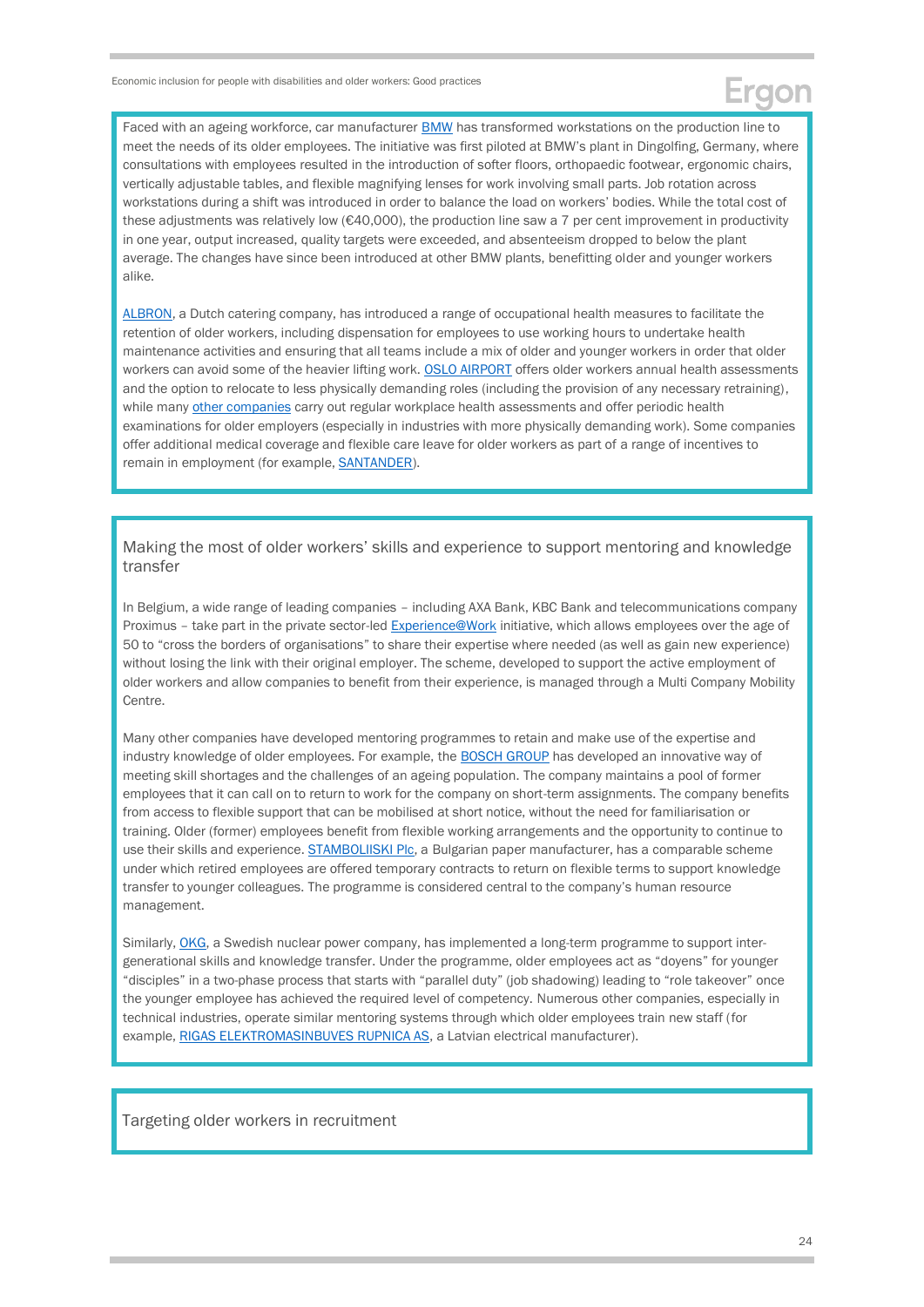Faced with an ageing workforce, car manufacturer BMW has transformed workstations on the production line to meet the needs of its older employees. The initiative was first piloted at BMW's plant in Dingolfing, Germany, where consultations with employees resulted in the introduction of softer floors, orthopaedic footwear, ergonomic chairs, vertically adjustable tables, and flexible magnifying lenses for work involving small parts. Job rotation across workstations during a shift was introduced in order to balance the load on workers' bodies. While the total cost of these adjustments was relatively low (€40,000), the production line saw a 7 per cent improvement in productivity in one year, output increased, quality targets were exceeded, and absenteeism dropped to below the plant average. The changes have since been introduced at other BMW plants, benefitting older and younger workers alike.

ALBRON, a Dutch catering company, has introduced a range of occupational health measures to facilitate the retention of older workers, including dispensation for employees to use working hours to undertake health maintenance activities and ensuring that all teams include a mix of older and younger workers in order that older workers can avoid some of the heavier lifting work. OSLO AIRPORT offers older workers annual health assessments and the option to relocate to less physically demanding roles (including the provision of any necessary retraining), while many other companies carry out regular workplace health assessments and offer periodic health examinations for older employers (especially in industries with more physically demanding work). Some companies offer additional medical coverage and flexible care leave for older workers as part of a range of incentives to remain in employment (for example, SANTANDER).

## Making the most of older workers' skills and experience to support mentoring and knowledge transfer

In Belgium, a wide range of leading companies – including AXA Bank, KBC Bank and telecommunications company Proximus – take part in the private sector-led Experience@Work initiative, which allows employees over the age of 50 to "cross the borders of organisations" to share their expertise where needed (as well as gain new experience) without losing the link with their original employer. The scheme, developed to support the active employment of older workers and allow companies to benefit from their experience, is managed through a Multi Company Mobility Centre.

Many other companies have developed mentoring programmes to retain and make use of the expertise and industry knowledge of older employees. For example, the BOSCH GROUP has developed an innovative way of meeting skill shortages and the challenges of an ageing population. The company maintains a pool of former employees that it can call on to return to work for the company on short-term assignments. The company benefits from access to flexible support that can be mobilised at short notice, without the need for familiarisation or training. Older (former) employees benefit from flexible working arrangements and the opportunity to continue to use their skills and experience. STAMBOLIISKI Plc, a Bulgarian paper manufacturer, has a comparable scheme under which retired employees are offered temporary contracts to return on flexible terms to support knowledge transfer to younger colleagues. The programme is considered central to the company's human resource management.

Similarly, OKG, a Swedish nuclear power company, has implemented a long-term programme to support inter-generational skills and knowledge transfer. Under the programme, older employees act as "doyens" for younger "disciples" in a two-phase process that starts with "parallel duty" (job shadowing) leading to "role takeover" once the younger employee has achieved the required level of competency. Numerous other companies, especially in technical industries, operate similar mentoring systems through which older employees train new staff (for example, RIGAS ELEKTROMASINBUVES RUPNICA AS, a Latvian electrical manufacturer).

## Targeting older workers in recruitment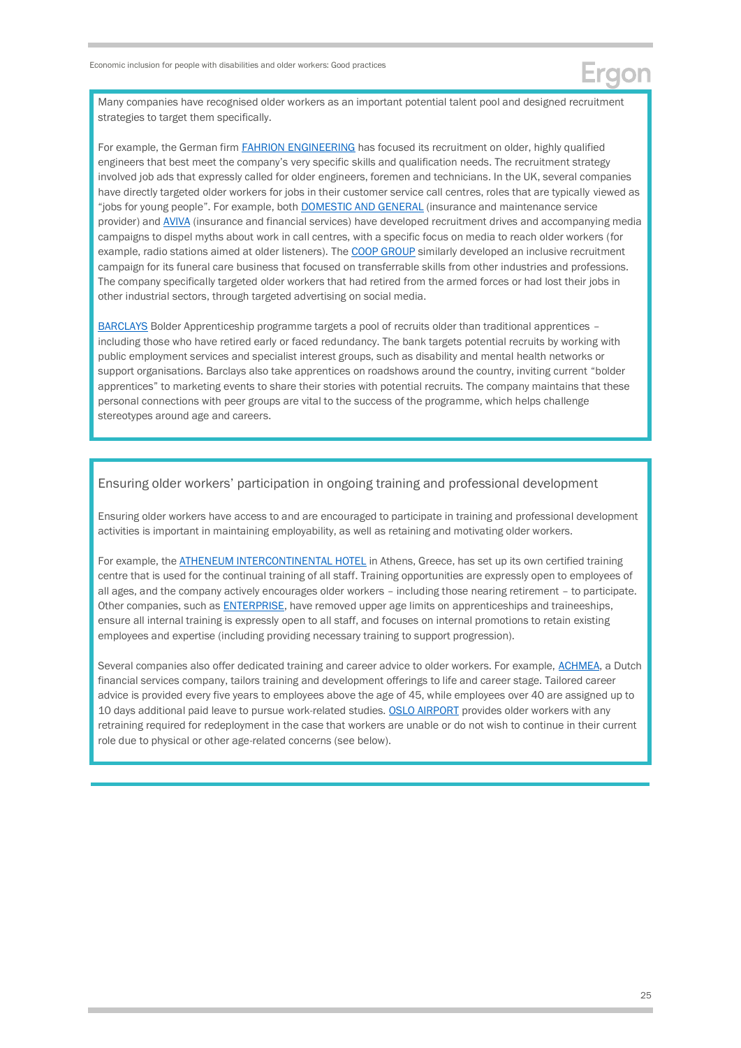Many companies have recognised older workers as an important potential talent pool and designed recruitment strategies to target them specifically.

For example, the German firm FAHRION ENGINEERING has focused its recruitment on older, highly qualified engineers that best meet the company's very specific skills and qualification needs. The recruitment strategy involved job ads that expressly called for older engineers, foremen and technicians. In the UK, several companies have directly targeted older workers for jobs in their customer service call centres, roles that are typically viewed as "jobs for young people". For example, both DOMESTIC AND GENERAL (insurance and maintenance service provider) and AVIVA (insurance and financial services) have developed recruitment drives and accompanying media campaigns to dispel myths about work in call centres, with a specific focus on media to reach older workers (for example, radio stations aimed at older listeners). The COOP GROUP similarly developed an inclusive recruitment campaign for its funeral care business that focused on transferrable skills from other industries and professions. The company specifically targeted older workers that had retired from the armed forces or had lost their jobs in other industrial sectors, through targeted advertising on social media.

BARCLAYS Bolder Apprenticeship programme targets a pool of recruits older than traditional apprentices – including those who have retired early or faced redundancy. The bank targets potential recruits by working with public employment services and specialist interest groups, such as disability and mental health networks or support organisations. Barclays also take apprentices on roadshows around the country, inviting current "bolder apprentices" to marketing events to share their stories with potential recruits. The company maintains that these personal connections with peer groups are vital to the success of the programme, which helps challenge stereotypes around age and careers.

## Ensuring older workers' participation in ongoing training and professional development

Ensuring older workers have access to and are encouraged to participate in training and professional development activities is important in maintaining employability, as well as retaining and motivating older workers.

For example, the ATHENEUM INTERCONTINENTAL HOTEL in Athens, Greece, has set up its own certified training centre that is used for the continual training of all staff. Training opportunities are expressly open to employees of all ages, and the company actively encourages older workers – including those nearing retirement – to participate. Other companies, such as ENTERPRISE, have removed upper age limits on apprenticeships and traineeships, ensure all internal training is expressly open to all staff, and focuses on internal promotions to retain existing employees and expertise (including providing necessary training to support progression).

Several companies also offer dedicated training and career advice to older workers. For example, ACHMEA, a Dutch financial services company, tailors training and development offerings to life and career stage. Tailored career advice is provided every five years to employees above the age of 45, while employees over 40 are assigned up to 10 days additional paid leave to pursue work-related studies. OSLO AIRPORT provides older workers with any retraining required for redeployment in the case that workers are unable or do not wish to continue in their current role due to physical or other age-related concerns (see below).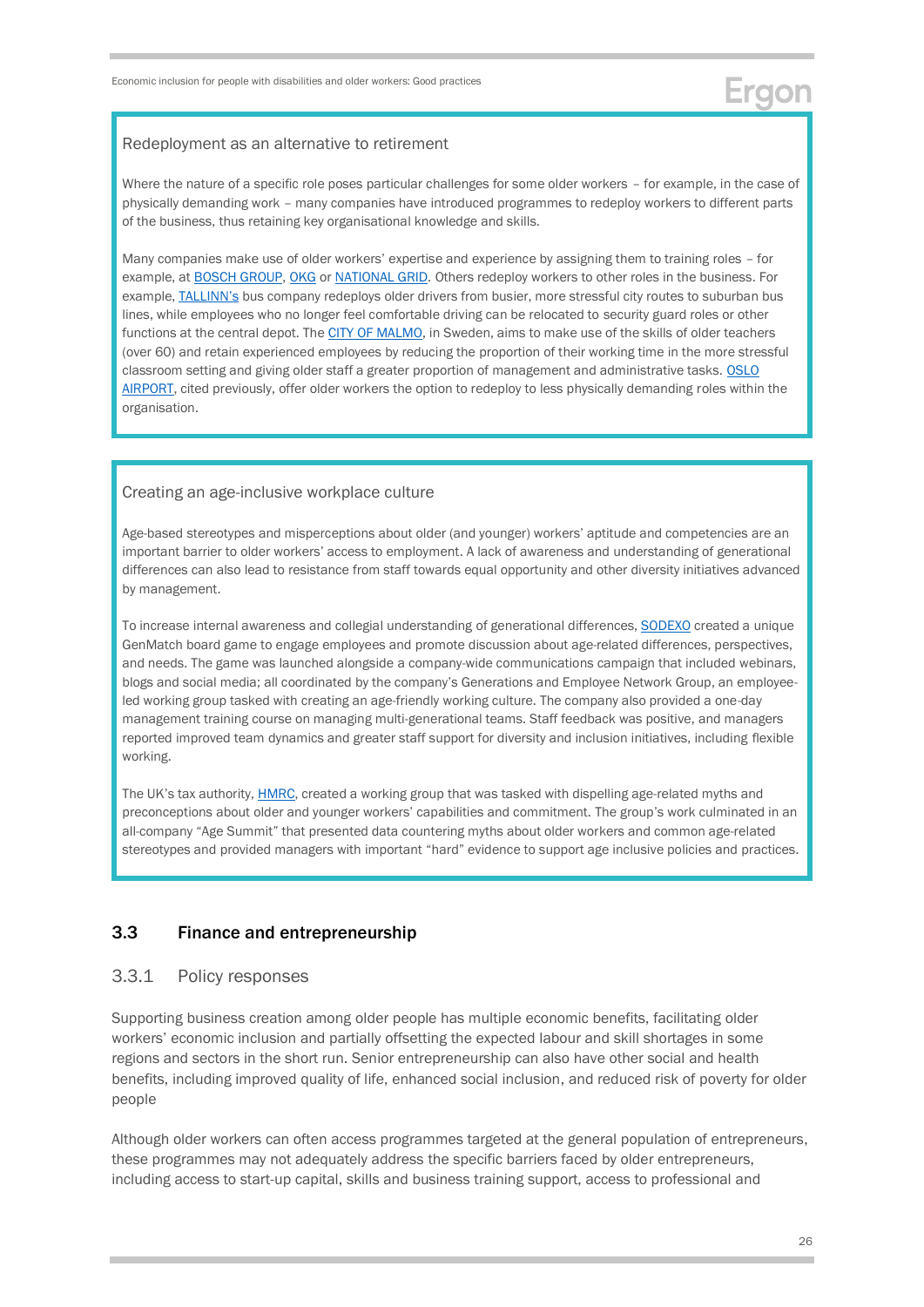### Redeployment as an alternative to retirement

Where the nature of a specific role poses particular challenges for some older workers – for example, in the case of physically demanding work – many companies have introduced programmes to redeploy workers to different parts of the business, thus retaining key organisational knowledge and skills.

Many companies make use of older workers' expertise and experience by assigning them to training roles – for example, at BOSCH GROUP, OKG or NATIONAL GRID. Others redeploy workers to other roles in the business. For example, TALLINN's bus company redeploys older drivers from busier, more stressful city routes to suburban bus lines, while employees who no longer feel comfortable driving can be relocated to security guard roles or other functions at the central depot. The CITY OF MALMO, in Sweden, aims to make use of the skills of older teachers (over 60) and retain experienced employees by reducing the proportion of their working time in the more stressful classroom setting and giving older staff a greater proportion of management and administrative tasks. OSLO AIRPORT, cited previously, offer older workers the option to redeploy to less physically demanding roles within the organisation.

### Creating an age-inclusive workplace culture

Age-based stereotypes and misperceptions about older (and younger) workers' aptitude and competencies are an important barrier to older workers' access to employment. A lack of awareness and understanding of generational differences can also lead to resistance from staff towards equal opportunity and other diversity initiatives advanced by management.

To increase internal awareness and collegial understanding of generational differences, SODEXO created a unique GenMatch board game to engage employees and promote discussion about age-related differences, perspectives, and needs. The game was launched alongside a company-wide communications campaign that included webinars, blogs and social media; all coordinated by the company's Generations and Employee Network Group, an employee-led working group tasked with creating an age-friendly working culture. The company also provided a one-day management training course on managing multi-generational teams. Staff feedback was positive, and managers reported improved team dynamics and greater staff support for diversity and inclusion initiatives, including flexible working.

The UK's tax authority, HMRC, created a working group that was tasked with dispelling age-related myths and preconceptions about older and younger workers' capabilities and commitment. The group's work culminated in an all-company "Age Summit" that presented data countering myths about older workers and common age-related stereotypes and provided managers with important "hard" evidence to support age inclusive policies and practices.

## 3.3 Finance and entrepreneurship

### 3.3.1 Policy responses

Supporting business creation among older people has multiple economic benefits, facilitating older workers' economic inclusion and partially offsetting the expected labour and skill shortages in some regions and sectors in the short run. Senior entrepreneurship can also have other social and health benefits, including improved quality of life, enhanced social inclusion, and reduced risk of poverty for older people

Although older workers can often access programmes targeted at the general population of entrepreneurs, these programmes may not adequately address the specific barriers faced by older entrepreneurs, including access to start-up capital, skills and business training support, access to professional and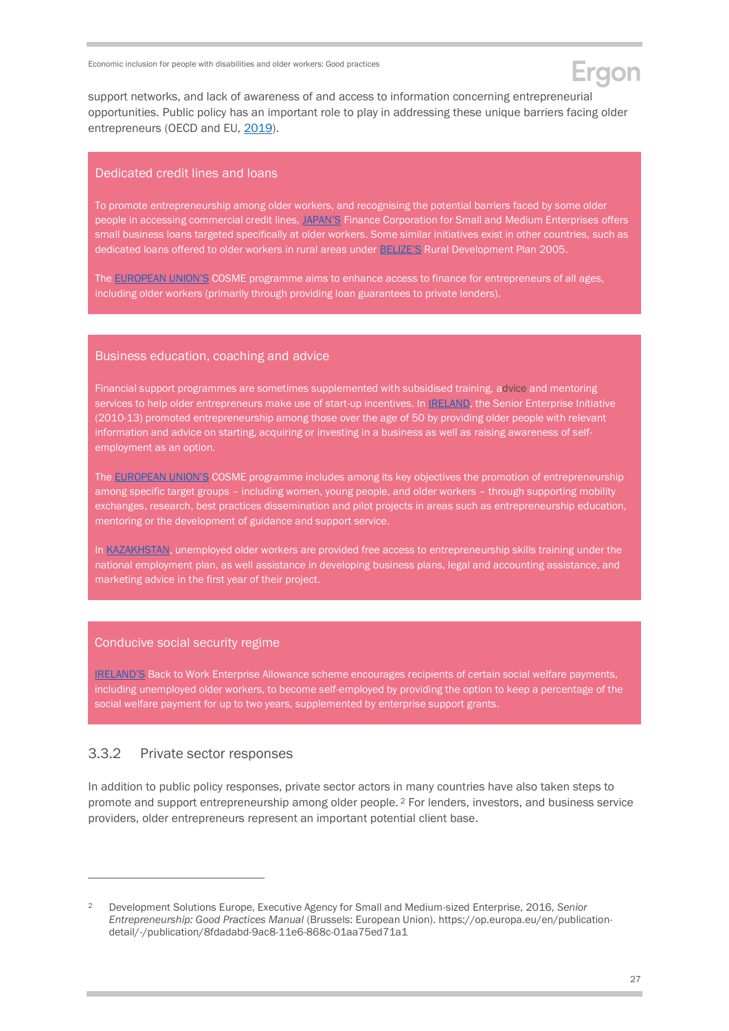support networks, and lack of awareness of and access to information concerning entrepreneurial opportunities. Public policy has an important role to play in addressing these unique barriers facing older entrepreneurs (OECD and EU, 2019).

#### Dedicated credit lines and loans

To promote entrepreneurship among older workers, and recognising the potential barriers faced by some older people in accessing commercial credit lines, JAPAN'S Finance Corporation for Small and Medium Enterprises offers small business loans targeted specifically at older workers. Some similar initiatives exist in other countries, such as dedicated loans offered to older workers in rural areas under BELIZE'S Rural Development Plan 2005.

The EUROPEAN UNION'S COSME programme aims to enhance access to finance for entrepreneurs of all ages, including older workers (primarily through providing loan guarantees to private lenders).

#### Business education, coaching and advice

Financial support programmes are sometimes supplemented with subsidised training, advice and mentoring services to help older entrepreneurs make use of start-up incentives. In IRELAND, the Senior Enterprise Initiative (2010-13) promoted entrepreneurship among those over the age of 50 by providing older people with relevant information and advice on starting, acquiring or investing in a business as well as raising awareness of self-employment as an option.

The EUROPEAN UNION'S COSME programme includes among its key objectives the promotion of entrepreneurship among specific target groups – including women, young people, and older workers – through supporting mobility exchanges, research, best practices dissemination and pilot projects in areas such as entrepreneurship education, mentoring or the development of guidance and support service.

In KAZAKHSTAN, unemployed older workers are provided free access to entrepreneurship skills training under the national employment plan, as well assistance in developing business plans, legal and accounting assistance, and marketing advice in the first year of their project.

#### Conducive social security regime

IRELAND'S Back to Work Enterprise Allowance scheme encourages recipients of certain social welfare payments, including unemployed older workers, to become self-employed by providing the option to keep a percentage of the social welfare payment for up to two years, supplemented by enterprise support grants.

### 3.3.2 Private sector responses

In addition to public policy responses, private sector actors in many countries have also taken steps to promote and support entrepreneurship among older people. [2] For lenders, investors, and business service providers, older entrepreneurs represent an important potential client base.

---

[2] Development Solutions Europe, Executive Agency for Small and Medium-sized Enterprise, 2016, *Senior Entrepreneurship: Good Practices Manual* (Brussels: European Union). https://op.europa.eu/en/publication-detail/-/publication/8fdadabd-9ac8-11e6-868c-01aa75ed71a1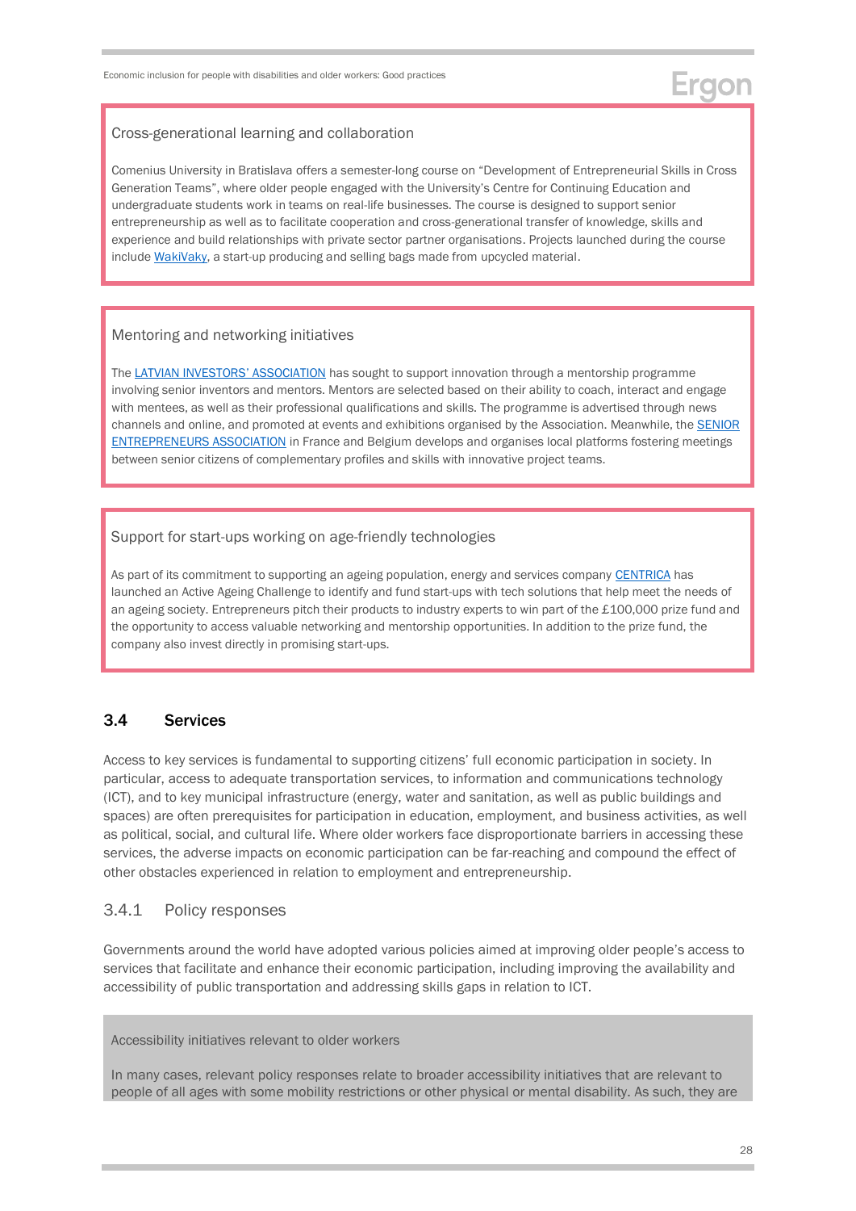#### Cross-generational learning and collaboration

Comenius University in Bratislava offers a semester-long course on "Development of Entrepreneurial Skills in Cross Generation Teams", where older people engaged with the University's Centre for Continuing Education and undergraduate students work in teams on real-life businesses. The course is designed to support senior entrepreneurship as well as to facilitate cooperation and cross-generational transfer of knowledge, skills and experience and build relationships with private sector partner organisations. Projects launched during the course include WakiVaky, a start-up producing and selling bags made from upcycled material.

#### Mentoring and networking initiatives

The LATVIAN INVESTORS' ASSOCIATION has sought to support innovation through a mentorship programme involving senior inventors and mentors. Mentors are selected based on their ability to coach, interact and engage with mentees, as well as their professional qualifications and skills. The programme is advertised through news channels and online, and promoted at events and exhibitions organised by the Association. Meanwhile, the SENIOR ENTREPRENEURS ASSOCIATION in France and Belgium develops and organises local platforms fostering meetings between senior citizens of complementary profiles and skills with innovative project teams.

#### Support for start-ups working on age-friendly technologies

As part of its commitment to supporting an ageing population, energy and services company CENTRICA has launched an Active Ageing Challenge to identify and fund start-ups with tech solutions that help meet the needs of an ageing society. Entrepreneurs pitch their products to industry experts to win part of the £100,000 prize fund and the opportunity to access valuable networking and mentorship opportunities. In addition to the prize fund, the company also invest directly in promising start-ups.

## 3.4 Services

Access to key services is fundamental to supporting citizens' full economic participation in society. In particular, access to adequate transportation services, to information and communications technology (ICT), and to key municipal infrastructure (energy, water and sanitation, as well as public buildings and spaces) are often prerequisites for participation in education, employment, and business activities, as well as political, social, and cultural life. Where older workers face disproportionate barriers in accessing these services, the adverse impacts on economic participation can be far-reaching and compound the effect of other obstacles experienced in relation to employment and entrepreneurship.

### 3.4.1 Policy responses

Governments around the world have adopted various policies aimed at improving older people's access to services that facilitate and enhance their economic participation, including improving the availability and accessibility of public transportation and addressing skills gaps in relation to ICT.

#### Accessibility initiatives relevant to older workers

In many cases, relevant policy responses relate to broader accessibility initiatives that are relevant to people of all ages with some mobility restrictions or other physical or mental disability. As such, they are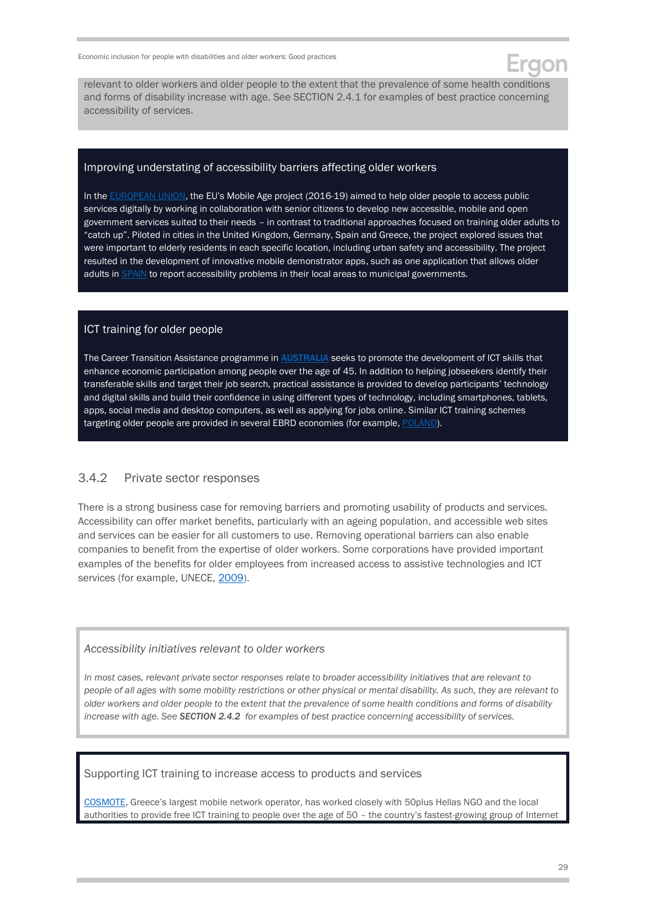relevant to older workers and older people to the extent that the prevalence of some health conditions and forms of disability increase with age. See SECTION 2.4.1 for examples of best practice concerning accessibility of services.

### Improving understating of accessibility barriers affecting older workers

In the EUROPEAN UNION, the EU's Mobile Age project (2016-19) aimed to help older people to access public services digitally by working in collaboration with senior citizens to develop new accessible, mobile and open government services suited to their needs – in contrast to traditional approaches focused on training older adults to "catch up". Piloted in cities in the United Kingdom, Germany, Spain and Greece, the project explored issues that were important to elderly residents in each specific location, including urban safety and accessibility. The project resulted in the development of innovative mobile demonstrator apps, such as one application that allows older adults in SPAIN to report accessibility problems in their local areas to municipal governments.

### ICT training for older people

The Career Transition Assistance programme in **AUSTRALIA** seeks to promote the development of ICT skills that enhance economic participation among people over the age of 45. In addition to helping jobseekers identify their transferable skills and target their job search, practical assistance is provided to develop participants' technology and digital skills and build their confidence in using different types of technology, including smartphones, tablets, apps, social media and desktop computers, as well as applying for jobs online. Similar ICT training schemes targeting older people are provided in several EBRD economies (for example, POLAND).

## 3.4.2 Private sector responses

There is a strong business case for removing barriers and promoting usability of products and services. Accessibility can offer market benefits, particularly with an ageing population, and accessible web sites and services can be easier for all customers to use. Removing operational barriers can also enable companies to benefit from the expertise of older workers. Some corporations have provided important examples of the benefits for older employees from increased access to assistive technologies and ICT services (for example, UNECE, 2009).

### *Accessibility initiatives relevant to older workers*

*In most cases, relevant private sector responses relate to broader accessibility initiatives that are relevant to people of all ages with some mobility restrictions or other physical or mental disability. As such, they are relevant to older workers and older people to the extent that the prevalence of some health conditions and forms of disability increase with age. See* ***SECTION 2.4.2*** *for examples of best practice concerning accessibility of services.*

### Supporting ICT training to increase access to products and services

COSMOTE, Greece's largest mobile network operator, has worked closely with 50plus Hellas NGO and the local authorities to provide free ICT training to people over the age of 50 – the country's fastest-growing group of Internet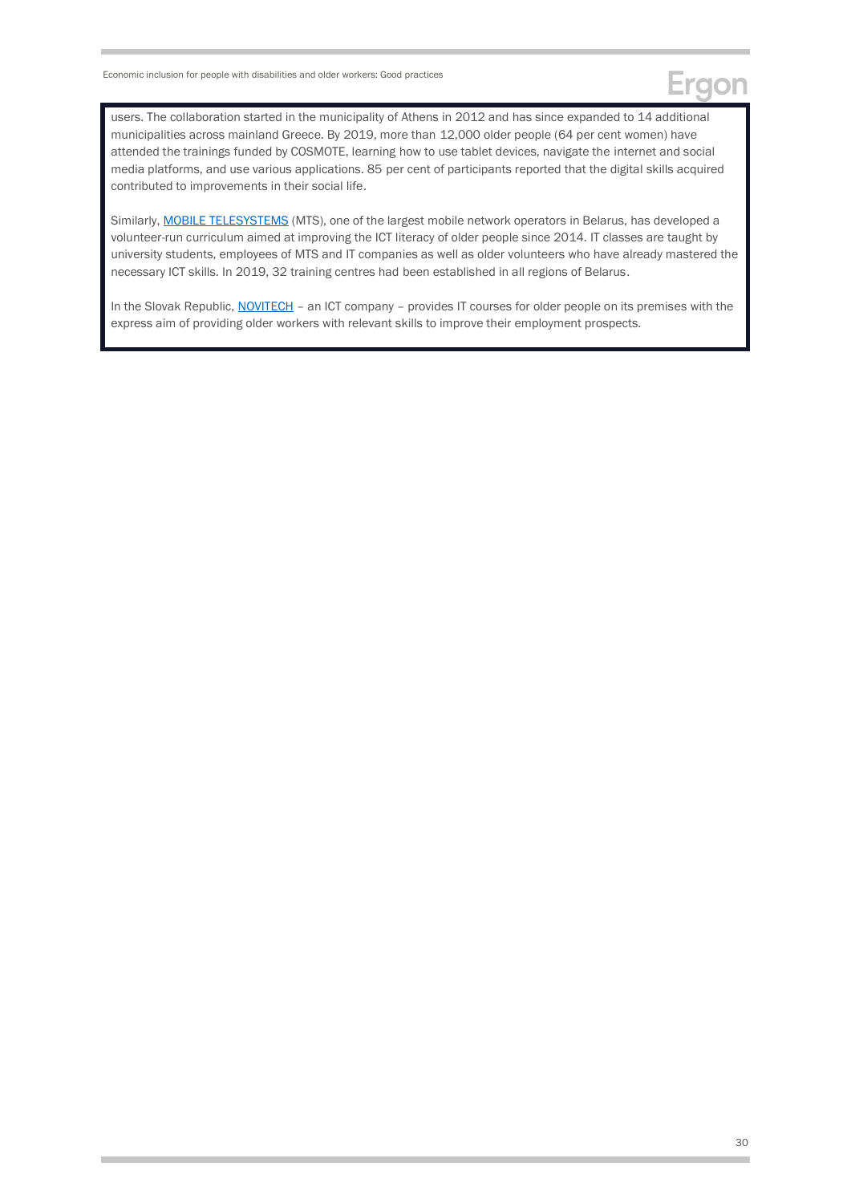users. The collaboration started in the municipality of Athens in 2012 and has since expanded to 14 additional municipalities across mainland Greece. By 2019, more than 12,000 older people (64 per cent women) have attended the trainings funded by COSMOTE, learning how to use tablet devices, navigate the internet and social media platforms, and use various applications. 85 per cent of participants reported that the digital skills acquired contributed to improvements in their social life.

Similarly, MOBILE TELESYSTEMS (MTS), one of the largest mobile network operators in Belarus, has developed a volunteer-run curriculum aimed at improving the ICT literacy of older people since 2014. IT classes are taught by university students, employees of MTS and IT companies as well as older volunteers who have already mastered the necessary ICT skills. In 2019, 32 training centres had been established in all regions of Belarus.

In the Slovak Republic, NOVITECH – an ICT company – provides IT courses for older people on its premises with the express aim of providing older workers with relevant skills to improve their employment prospects.